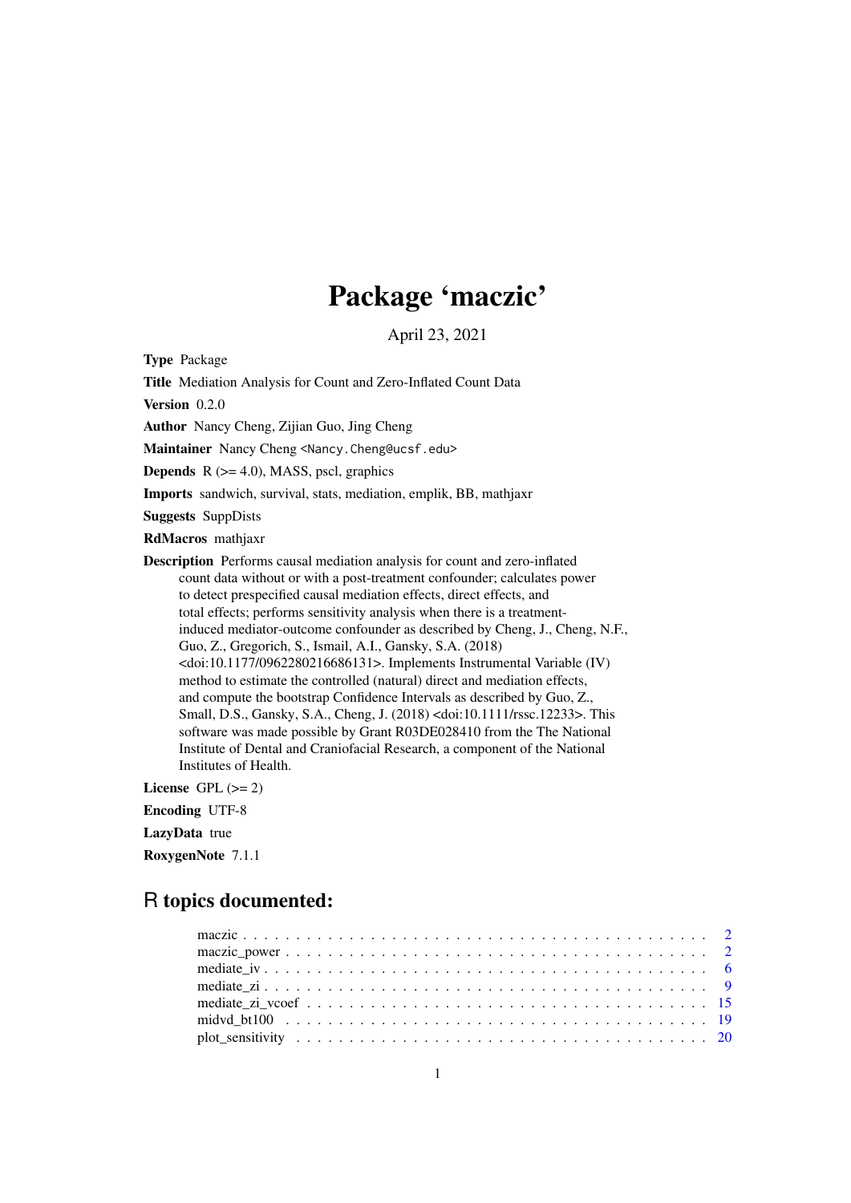# Package 'maczic'

April 23, 2021

**Type** Package

**Title** Mediation Analysis for Count and Zero-Inflated Count Data

**Version** 0.2.0

**Author** Nancy Cheng, Zijian Guo, Jing Cheng

**Maintainer** Nancy Cheng <Nancy.Cheng@ucsf.edu>

**Depends** R (>= 4.0), MASS, pscl, graphics

**Imports** sandwich, survival, stats, mediation, emplik, BB, mathjaxr

**Suggests** SuppDists

**RdMacros** mathjaxr

**Description** Performs causal mediation analysis for count and zero-inflated count data without or with a post-treatment confounder; calculates power to detect prespecified causal mediation effects, direct effects, and total effects; performs sensitivity analysis when there is a treatment-induced mediator-outcome confounder as described by Cheng, J., Cheng, N.F., Guo, Z., Gregorich, S., Ismail, A.I., Gansky, S.A. (2018) <doi:10.1177/0962280216686131>. Implements Instrumental Variable (IV) method to estimate the controlled (natural) direct and mediation effects, and compute the bootstrap Confidence Intervals as described by Guo, Z., Small, D.S., Gansky, S.A., Cheng, J. (2018) <doi:10.1111/rssc.12233>. This software was made possible by Grant R03DE028410 from the The National Institute of Dental and Craniofacial Research, a component of the National Institutes of Health.

**License** GPL (>= 2)

**Encoding** UTF-8

**LazyData** true

**RoxygenNote** 7.1.1

## R topics documented:

- maczic . . . 2
- maczic_power . . . 2
- mediate_iv . . . 6
- mediate_zi . . . 9
- mediate_zi_vcoef . . . 15
- midvd_bt100 . . . 19
- plot_sensitivity . . . 20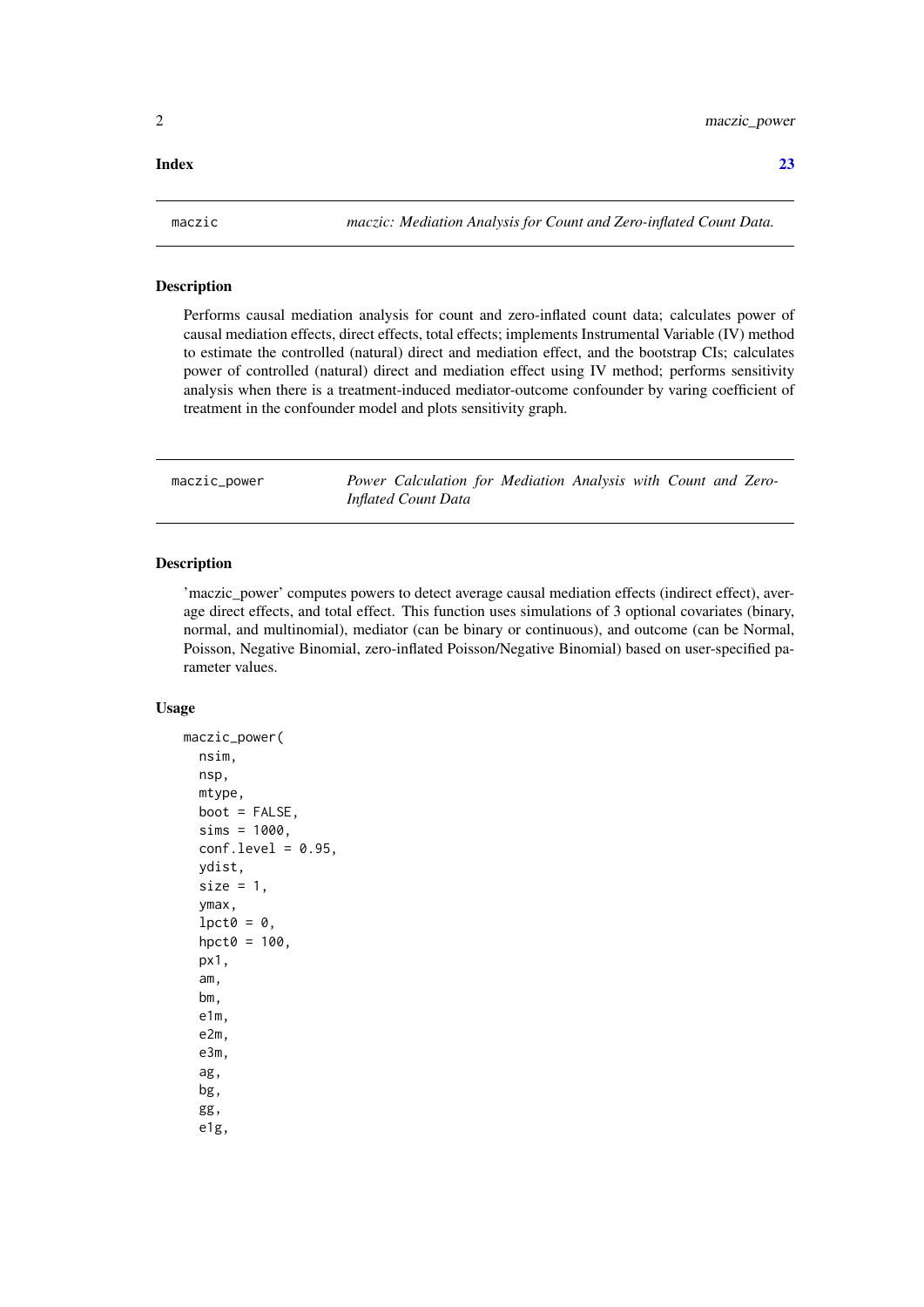**Index** **23**

---

maczic — *maczic: Mediation Analysis for Count and Zero-inflated Count Data.*

---

## Description

Performs causal mediation analysis for count and zero-inflated count data; calculates power of causal mediation effects, direct effects, total effects; implements Instrumental Variable (IV) method to estimate the controlled (natural) direct and mediation effect, and the bootstrap CIs; calculates power of controlled (natural) direct and mediation effect using IV method; performs sensitivity analysis when there is a treatment-induced mediator-outcome confounder by varing coefficient of treatment in the confounder model and plots sensitivity graph.

---

maczic_power — *Power Calculation for Mediation Analysis with Count and Zero-Inflated Count Data*

---

## Description

'maczic_power' computes powers to detect average causal mediation effects (indirect effect), average direct effects, and total effect. This function uses simulations of 3 optional covariates (binary, normal, and multinomial), mediator (can be binary or continuous), and outcome (can be Normal, Poisson, Negative Binomial, zero-inflated Poisson/Negative Binomial) based on user-specified parameter values.

## Usage

```
maczic_power(
  nsim,
  nsp,
  mtype,
  boot = FALSE,
  sims = 1000,
  conf.level = 0.95,
  ydist,
  size = 1,
  ymax,
  lpct0 = 0,
  hpct0 = 100,
  px1,
  am,
  bm,
  e1m,
  e2m,
  e3m,
  ag,
  bg,
  gg,
  e1g,
```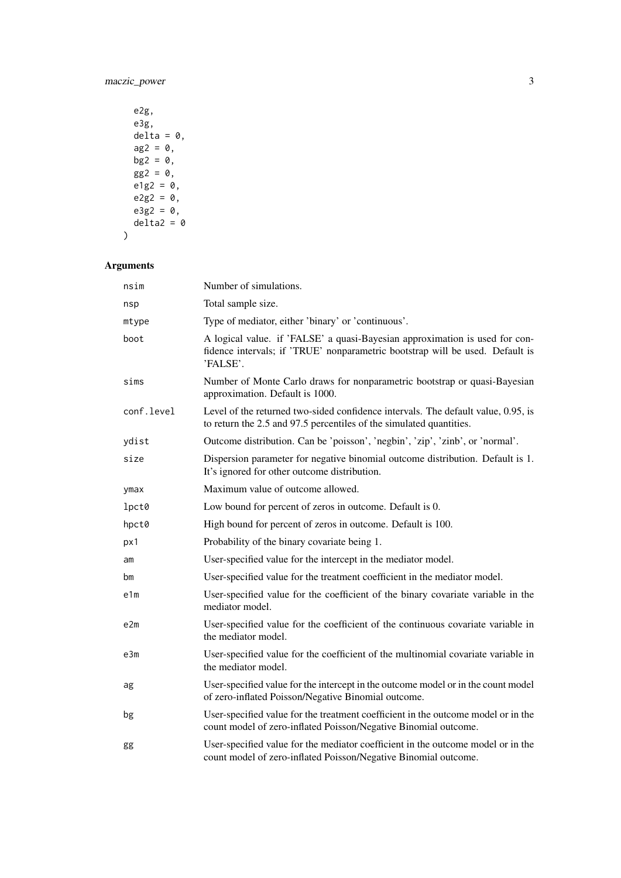```
  e2g,
  e3g,
  delta = 0,
  ag2 = 0,
  bg2 = 0,
  gg2 = 0,
  e1g2 = 0,
  e2g2 = 0,
  e3g2 = 0,
  delta2 = 0
)
```

## Arguments

| | |
|---|---|
| nsim | Number of simulations. |
| nsp | Total sample size. |
| mtype | Type of mediator, either 'binary' or 'continuous'. |
| boot | A logical value. if 'FALSE' a quasi-Bayesian approximation is used for confidence intervals; if 'TRUE' nonparametric bootstrap will be used. Default is 'FALSE'. |
| sims | Number of Monte Carlo draws for nonparametric bootstrap or quasi-Bayesian approximation. Default is 1000. |
| conf.level | Level of the returned two-sided confidence intervals. The default value, 0.95, is to return the 2.5 and 97.5 percentiles of the simulated quantities. |
| ydist | Outcome distribution. Can be 'poisson', 'negbin', 'zip', 'zinb', or 'normal'. |
| size | Dispersion parameter for negative binomial outcome distribution. Default is 1. It's ignored for other outcome distribution. |
| ymax | Maximum value of outcome allowed. |
| lpct0 | Low bound for percent of zeros in outcome. Default is 0. |
| hpct0 | High bound for percent of zeros in outcome. Default is 100. |
| px1 | Probability of the binary covariate being 1. |
| am | User-specified value for the intercept in the mediator model. |
| bm | User-specified value for the treatment coefficient in the mediator model. |
| e1m | User-specified value for the coefficient of the binary covariate variable in the mediator model. |
| e2m | User-specified value for the coefficient of the continuous covariate variable in the mediator model. |
| e3m | User-specified value for the coefficient of the multinomial covariate variable in the mediator model. |
| ag | User-specified value for the intercept in the outcome model or in the count model of zero-inflated Poisson/Negative Binomial outcome. |
| bg | User-specified value for the treatment coefficient in the outcome model or in the count model of zero-inflated Poisson/Negative Binomial outcome. |
| gg | User-specified value for the mediator coefficient in the outcome model or in the count model of zero-inflated Poisson/Negative Binomial outcome. |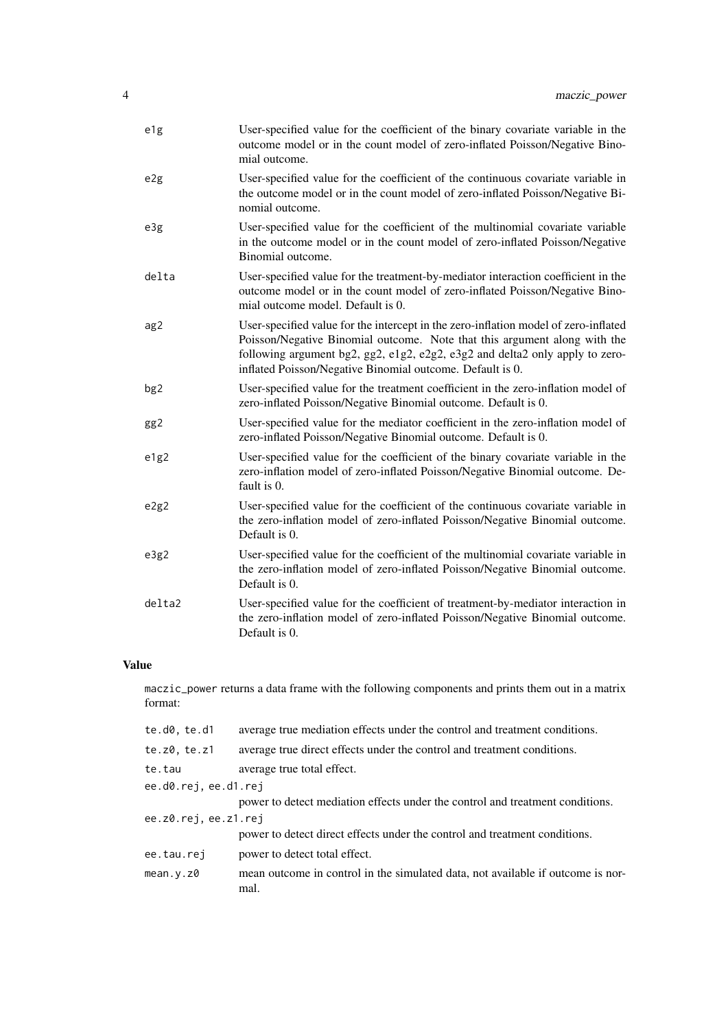| | |
|---|---|
| e1g | User-specified value for the coefficient of the binary covariate variable in the outcome model or in the count model of zero-inflated Poisson/Negative Binomial outcome. |
| e2g | User-specified value for the coefficient of the continuous covariate variable in the outcome model or in the count model of zero-inflated Poisson/Negative Binomial outcome. |
| e3g | User-specified value for the coefficient of the multinomial covariate variable in the outcome model or in the count model of zero-inflated Poisson/Negative Binomial outcome. |
| delta | User-specified value for the treatment-by-mediator interaction coefficient in the outcome model or in the count model of zero-inflated Poisson/Negative Binomial outcome model. Default is 0. |
| ag2 | User-specified value for the intercept in the zero-inflation model of zero-inflated Poisson/Negative Binomial outcome. Note that this argument along with the following argument bg2, gg2, e1g2, e2g2, e3g2 and delta2 only apply to zero-inflated Poisson/Negative Binomial outcome. Default is 0. |
| bg2 | User-specified value for the treatment coefficient in the zero-inflation model of zero-inflated Poisson/Negative Binomial outcome. Default is 0. |
| gg2 | User-specified value for the mediator coefficient in the zero-inflation model of zero-inflated Poisson/Negative Binomial outcome. Default is 0. |
| e1g2 | User-specified value for the coefficient of the binary covariate variable in the zero-inflation model of zero-inflated Poisson/Negative Binomial outcome. Default is 0. |
| e2g2 | User-specified value for the coefficient of the continuous covariate variable in the zero-inflation model of zero-inflated Poisson/Negative Binomial outcome. Default is 0. |
| e3g2 | User-specified value for the coefficient of the multinomial covariate variable in the zero-inflation model of zero-inflated Poisson/Negative Binomial outcome. Default is 0. |
| delta2 | User-specified value for the coefficient of treatment-by-mediator interaction in the zero-inflation model of zero-inflated Poisson/Negative Binomial outcome. Default is 0. |

## Value

maczic_power returns a data frame with the following components and prints them out in a matrix format:

| | |
|---|---|
| te.d0, te.d1 | average true mediation effects under the control and treatment conditions. |
| te.z0, te.z1 | average true direct effects under the control and treatment conditions. |
| te.tau | average true total effect. |
| ee.d0.rej, ee.d1.rej | power to detect mediation effects under the control and treatment conditions. |
| ee.z0.rej, ee.z1.rej | power to detect direct effects under the control and treatment conditions. |
| ee.tau.rej | power to detect total effect. |
| mean.y.z0 | mean outcome in control in the simulated data, not available if outcome is normal. |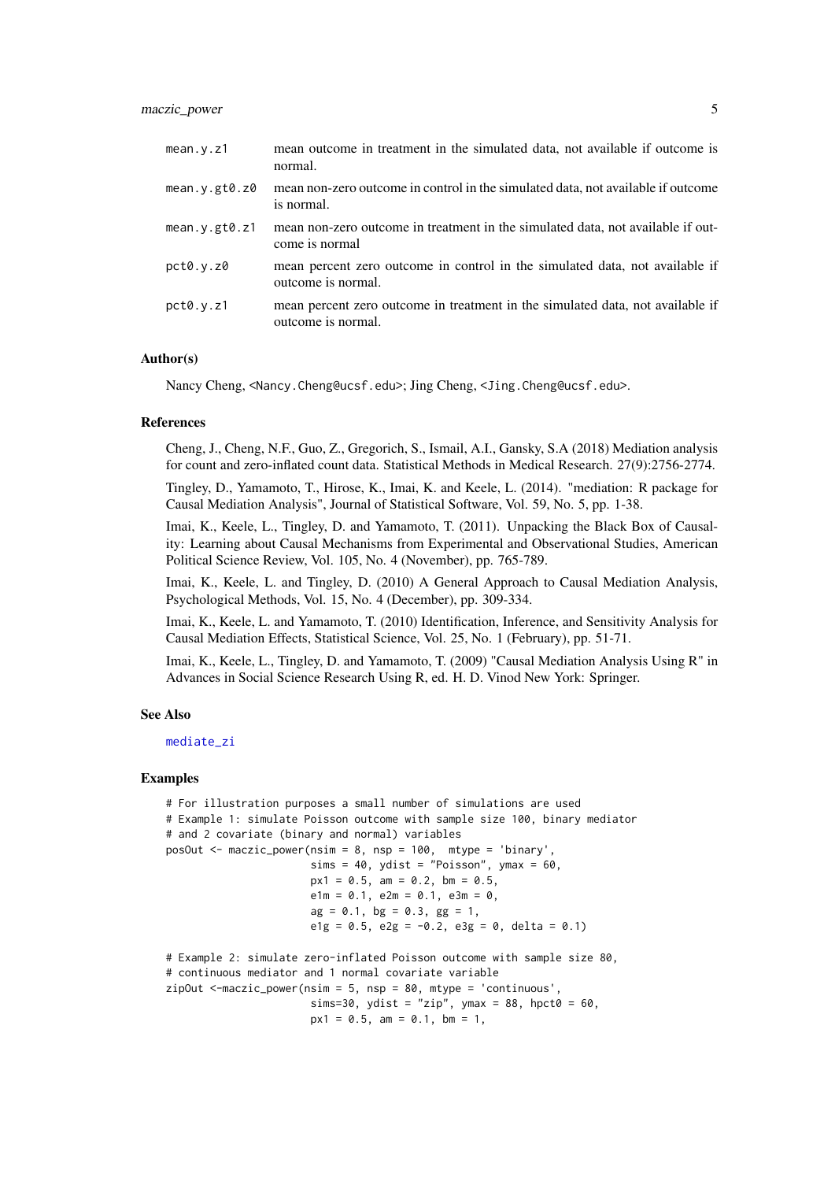| | |
|---|---|
| `mean.y.z1` | mean outcome in treatment in the simulated data, not available if outcome is normal. |
| `mean.y.gt0.z0` | mean non-zero outcome in control in the simulated data, not available if outcome is normal. |
| `mean.y.gt0.z1` | mean non-zero outcome in treatment in the simulated data, not available if outcome is normal |
| `pct0.y.z0` | mean percent zero outcome in control in the simulated data, not available if outcome is normal. |
| `pct0.y.z1` | mean percent zero outcome in treatment in the simulated data, not available if outcome is normal. |

### Author(s)

Nancy Cheng, <Nancy.Cheng@ucsf.edu>; Jing Cheng, <Jing.Cheng@ucsf.edu>.

### References

Cheng, J., Cheng, N.F., Guo, Z., Gregorich, S., Ismail, A.I., Gansky, S.A (2018) Mediation analysis for count and zero-inflated count data. Statistical Methods in Medical Research. 27(9):2756-2774.

Tingley, D., Yamamoto, T., Hirose, K., Imai, K. and Keele, L. (2014). "mediation: R package for Causal Mediation Analysis", Journal of Statistical Software, Vol. 59, No. 5, pp. 1-38.

Imai, K., Keele, L., Tingley, D. and Yamamoto, T. (2011). Unpacking the Black Box of Causality: Learning about Causal Mechanisms from Experimental and Observational Studies, American Political Science Review, Vol. 105, No. 4 (November), pp. 765-789.

Imai, K., Keele, L. and Tingley, D. (2010) A General Approach to Causal Mediation Analysis, Psychological Methods, Vol. 15, No. 4 (December), pp. 309-334.

Imai, K., Keele, L. and Yamamoto, T. (2010) Identification, Inference, and Sensitivity Analysis for Causal Mediation Effects, Statistical Science, Vol. 25, No. 1 (February), pp. 51-71.

Imai, K., Keele, L., Tingley, D. and Yamamoto, T. (2009) "Causal Mediation Analysis Using R" in Advances in Social Science Research Using R, ed. H. D. Vinod New York: Springer.

### See Also

mediate_zi

### Examples

```
# For illustration purposes a small number of simulations are used
# Example 1: simulate Poisson outcome with sample size 100, binary mediator
# and 2 covariate (binary and normal) variables
posOut <- maczic_power(nsim = 8, nsp = 100,  mtype = 'binary',
                       sims = 40, ydist = "Poisson", ymax = 60,
                       px1 = 0.5, am = 0.2, bm = 0.5,
                       e1m = 0.1, e2m = 0.1, e3m = 0,
                       ag = 0.1, bg = 0.3, gg = 1,
                       e1g = 0.5, e2g = -0.2, e3g = 0, delta = 0.1)

# Example 2: simulate zero-inflated Poisson outcome with sample size 80,
# continuous mediator and 1 normal covariate variable
zipOut <-maczic_power(nsim = 5, nsp = 80, mtype = 'continuous',
                       sims=30, ydist = "zip", ymax = 88, hpct0 = 60,
                       px1 = 0.5, am = 0.1, bm = 1,
```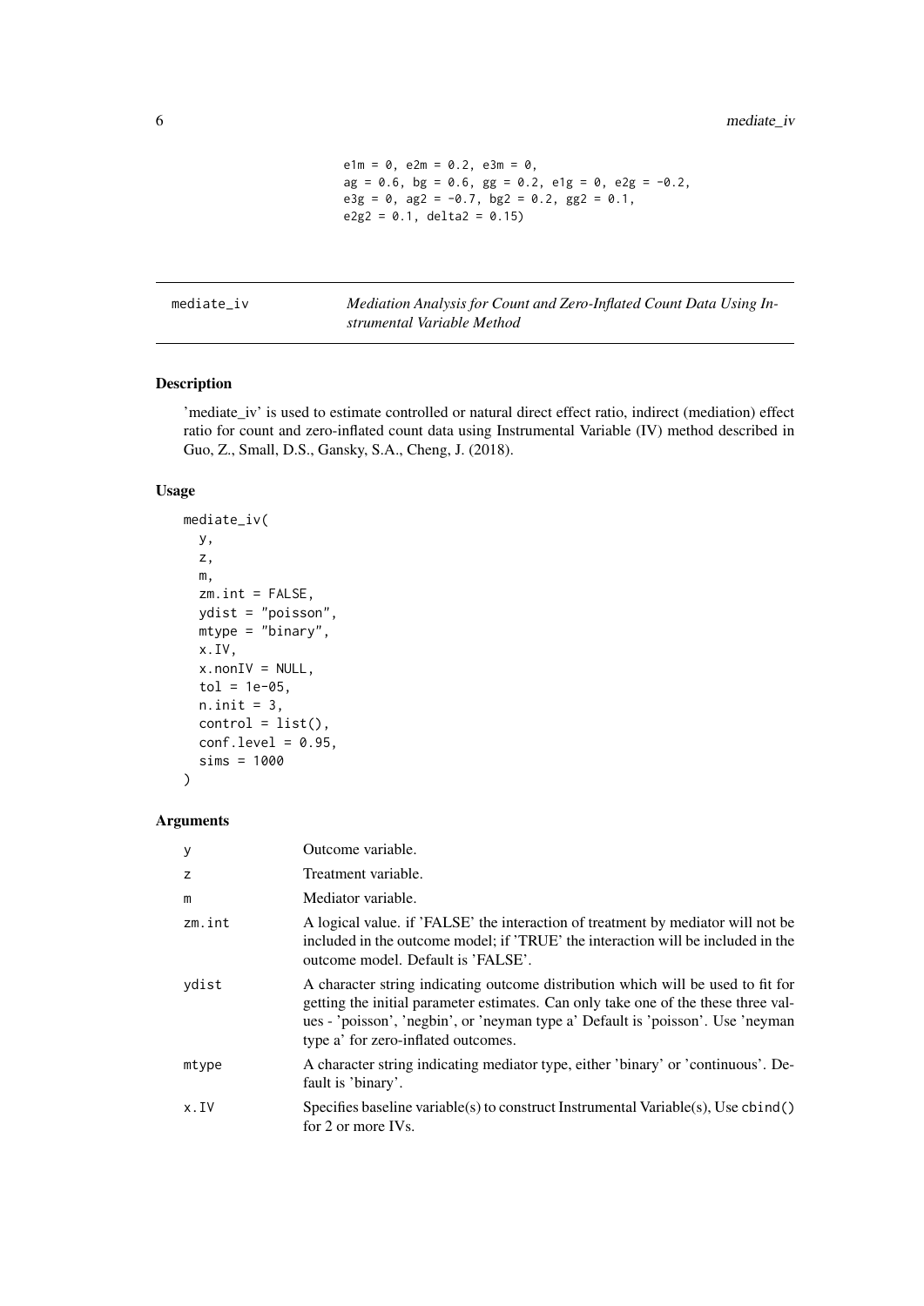```
e1m = 0, e2m = 0.2, e3m = 0,
ag = 0.6, bg = 0.6, gg = 0.2, e1g = 0, e2g = -0.2,
e3g = 0, ag2 = -0.7, bg2 = 0.2, gg2 = 0.1,
e2g2 = 0.1, delta2 = 0.15)
```

## mediate_iv

*Mediation Analysis for Count and Zero-Inflated Count Data Using Instrumental Variable Method*

### Description

'mediate_iv' is used to estimate controlled or natural direct effect ratio, indirect (mediation) effect ratio for count and zero-inflated count data using Instrumental Variable (IV) method described in Guo, Z., Small, D.S., Gansky, S.A., Cheng, J. (2018).

### Usage

```
mediate_iv(
  y,
  z,
  m,
  zm.int = FALSE,
  ydist = "poisson",
  mtype = "binary",
  x.IV,
  x.nonIV = NULL,
  tol = 1e-05,
  n.init = 3,
  control = list(),
  conf.level = 0.95,
  sims = 1000
)
```

### Arguments

| | |
|---|---|
| y | Outcome variable. |
| z | Treatment variable. |
| m | Mediator variable. |
| zm.int | A logical value. if 'FALSE' the interaction of treatment by mediator will not be included in the outcome model; if 'TRUE' the interaction will be included in the outcome model. Default is 'FALSE'. |
| ydist | A character string indicating outcome distribution which will be used to fit for getting the initial parameter estimates. Can only take one of the these three values - 'poisson', 'negbin', or 'neyman type a' Default is 'poisson'. Use 'neyman type a' for zero-inflated outcomes. |
| mtype | A character string indicating mediator type, either 'binary' or 'continuous'. Default is 'binary'. |
| x.IV | Specifies baseline variable(s) to construct Instrumental Variable(s), Use cbind() for 2 or more IVs. |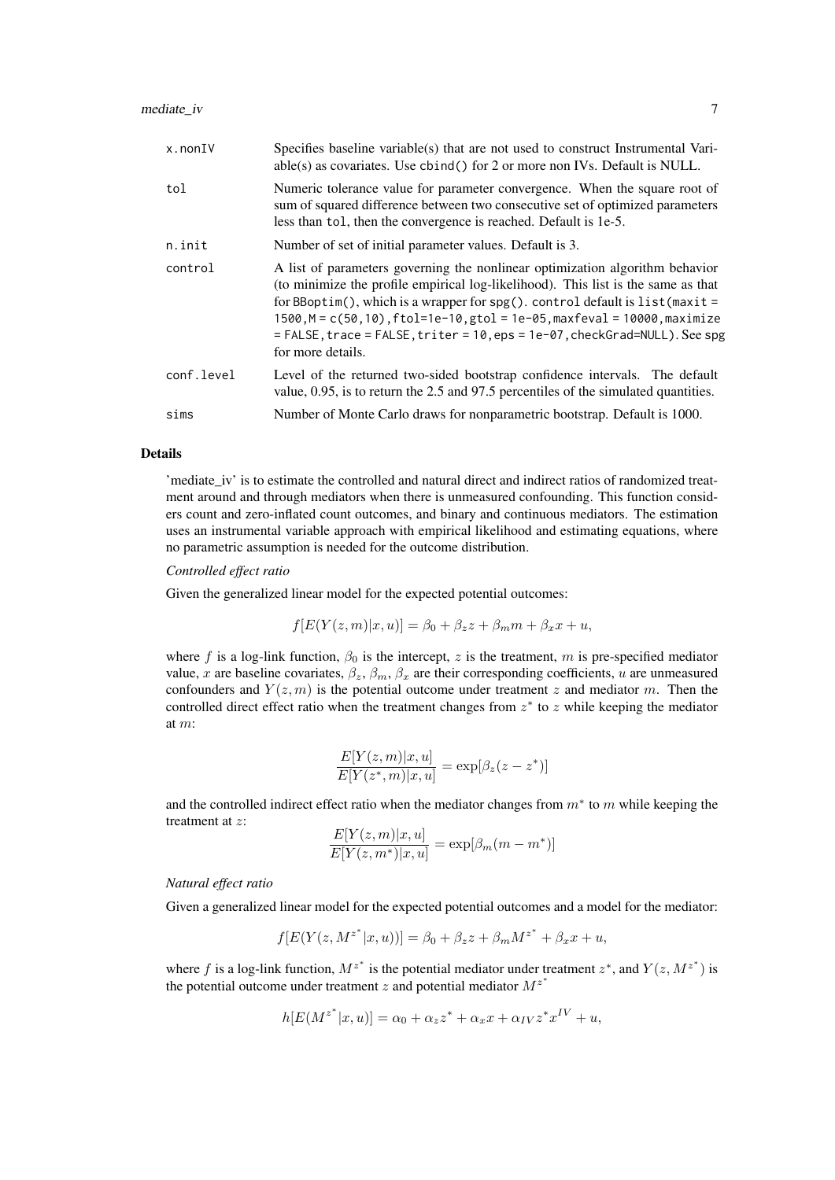| | |
|---|---|
| x.nonIV | Specifies baseline variable(s) that are not used to construct Instrumental Variable(s) as covariates. Use `cbind()` for 2 or more non IVs. Default is NULL. |
| tol | Numeric tolerance value for parameter convergence. When the square root of sum of squared difference between two consecutive set of optimized parameters less than `tol`, then the convergence is reached. Default is 1e-5. |
| n.init | Number of set of initial parameter values. Default is 3. |
| control | A list of parameters governing the nonlinear optimization algorithm behavior (to minimize the profile empirical log-likelihood). This list is the same as that for `BBoptim()`, which is a wrapper for `spg()`. `control` default is `list(maxit = 1500,M = c(50,10),ftol=1e-10,gtol = 1e-05,maxfeval = 10000,maximize = FALSE,trace = FALSE,triter = 10,eps = 1e-07,checkGrad=NULL)`. See `spg` for more details. |
| conf.level | Level of the returned two-sided bootstrap confidence intervals. The default value, 0.95, is to return the 2.5 and 97.5 percentiles of the simulated quantities. |
| sims | Number of Monte Carlo draws for nonparametric bootstrap. Default is 1000. |

## Details

'mediate_iv' is to estimate the controlled and natural direct and indirect ratios of randomized treatment around and through mediators when there is unmeasured confounding. This function considers count and zero-inflated count outcomes, and binary and continuous mediators. The estimation uses an instrumental variable approach with empirical likelihood and estimating equations, where no parametric assumption is needed for the outcome distribution.

*Controlled effect ratio*

Given the generalized linear model for the expected potential outcomes:

$$f[E(Y(z,m)|x,u)] = \beta_0 + \beta_z z + \beta_m m + \beta_x x + u,$$

where $f$ is a log-link function, $\beta_0$ is the intercept, $z$ is the treatment, $m$ is pre-specified mediator value, $x$ are baseline covariates, $\beta_z$, $\beta_m$, $\beta_x$ are their corresponding coefficients, $u$ are unmeasured confounders and $Y(z,m)$ is the potential outcome under treatment $z$ and mediator $m$. Then the controlled direct effect ratio when the treatment changes from $z^*$ to $z$ while keeping the mediator at $m$:

$$\frac{E[Y(z,m)|x,u]}{E[Y(z^*,m)|x,u]} = \exp[\beta_z(z - z^*)]$$

and the controlled indirect effect ratio when the mediator changes from $m^*$ to $m$ while keeping the treatment at $z$:

$$\frac{E[Y(z,m)|x,u]}{E[Y(z,m^*)|x,u]} = \exp[\beta_m(m - m^*)]$$

*Natural effect ratio*

Given a generalized linear model for the expected potential outcomes and a model for the mediator:

$$f[E(Y(z, M^{z^*}|x,u))] = \beta_0 + \beta_z z + \beta_m M^{z^*} + \beta_x x + u,$$

where $f$ is a log-link function, $M^{z^*}$ is the potential mediator under treatment $z^*$, and $Y(z, M^{z^*})$ is the potential outcome under treatment $z$ and potential mediator $M^{z^*}$

$$h[E(M^{z^*}|x,u)] = \alpha_0 + \alpha_z z^* + \alpha_x x + \alpha_{IV} z^* x^{IV} + u,$$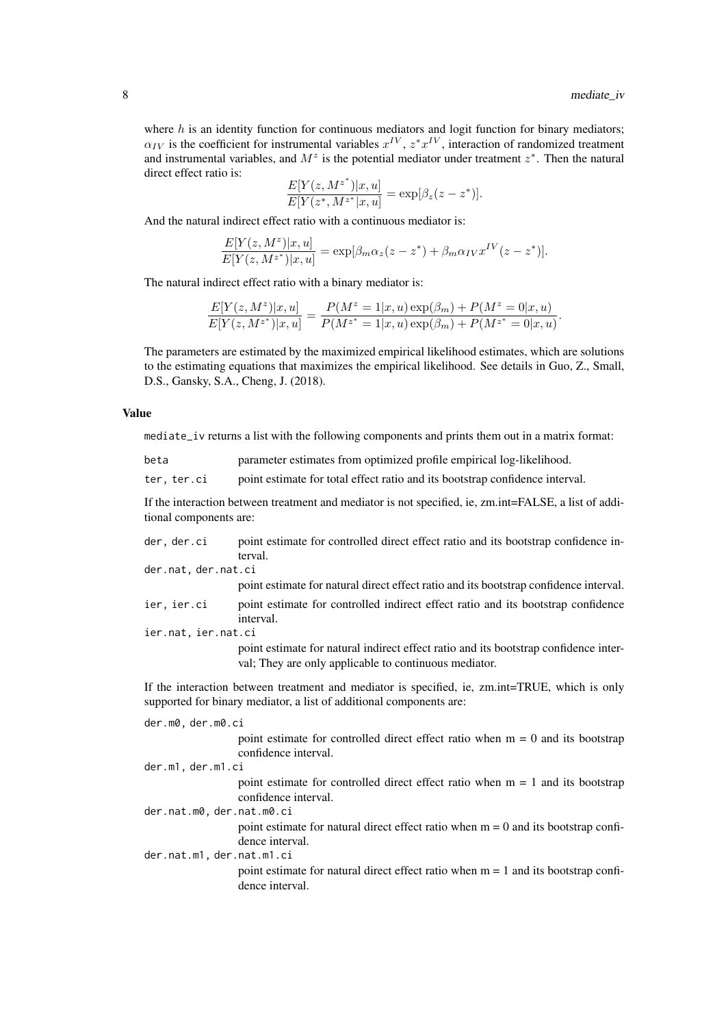where $h$ is an identity function for continuous mediators and logit function for binary mediators; $\alpha_{IV}$ is the coefficient for instrumental variables $x^{IV}$, $z^* x^{IV}$, interaction of randomized treatment and instrumental variables, and $M^z$ is the potential mediator under treatment $z^*$. Then the natural direct effect ratio is:

$$\frac{E[Y(z, M^{z^*})|x, u]}{E[Y(z^*, M^{z^*}|x, u]} = \exp[\beta_z(z - z^*)].$$

And the natural indirect effect ratio with a continuous mediator is:

$$\frac{E[Y(z, M^z)|x, u]}{E[Y(z, M^{z^*})|x, u]} = \exp[\beta_m \alpha_z(z - z^*) + \beta_m \alpha_{IV} x^{IV}(z - z^*)].$$

The natural indirect effect ratio with a binary mediator is:

$$\frac{E[Y(z, M^z)|x, u]}{E[Y(z, M^{z^*})|x, u]} = \frac{P(M^z = 1|x, u)\exp(\beta_m) + P(M^z = 0|x, u)}{P(M^{z^*} = 1|x, u)\exp(\beta_m) + P(M^{z^*} = 0|x, u)}.$$

The parameters are estimated by the maximized empirical likelihood estimates, which are solutions to the estimating equations that maximizes the empirical likelihood. See details in Guo, Z., Small, D.S., Gansky, S.A., Cheng, J. (2018).

## Value

mediate_iv returns a list with the following components and prints them out in a matrix format:

- **beta**: parameter estimates from optimized profile empirical log-likelihood.
- **ter, ter.ci**: point estimate for total effect ratio and its bootstrap confidence interval.

If the interaction between treatment and mediator is not specified, ie, zm.int=FALSE, a list of additional components are:

- **der, der.ci**: point estimate for controlled direct effect ratio and its bootstrap confidence interval.
- **der.nat, der.nat.ci**: point estimate for natural direct effect ratio and its bootstrap confidence interval.
- **ier, ier.ci**: point estimate for controlled indirect effect ratio and its bootstrap confidence interval.
- **ier.nat, ier.nat.ci**: point estimate for natural indirect effect ratio and its bootstrap confidence interval; They are only applicable to continuous mediator.

If the interaction between treatment and mediator is specified, ie, zm.int=TRUE, which is only supported for binary mediator, a list of additional components are:

- **der.m0, der.m0.ci**: point estimate for controlled direct effect ratio when m = 0 and its bootstrap confidence interval.
- **der.m1, der.m1.ci**: point estimate for controlled direct effect ratio when m = 1 and its bootstrap confidence interval.
- **der.nat.m0, der.nat.m0.ci**: point estimate for natural direct effect ratio when m = 0 and its bootstrap confidence interval.
- **der.nat.m1, der.nat.m1.ci**: point estimate for natural direct effect ratio when m = 1 and its bootstrap confidence interval.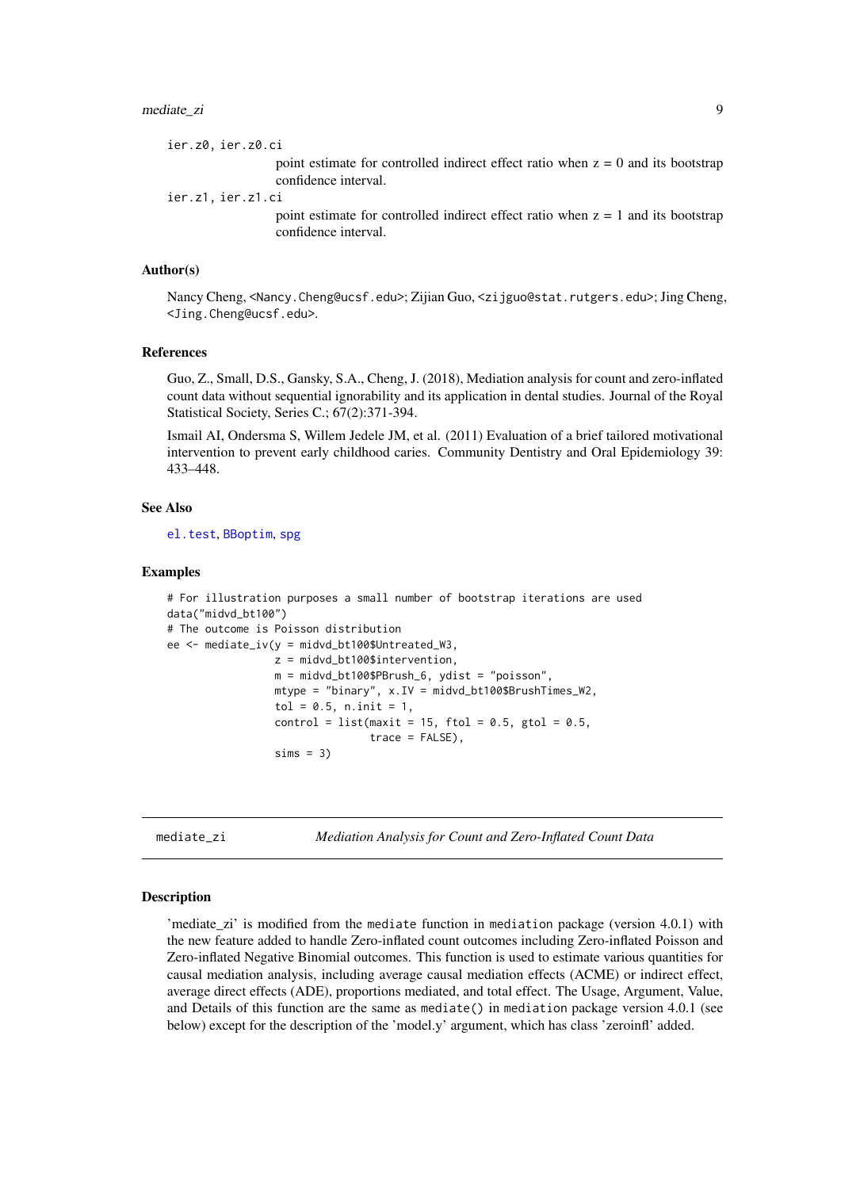`ier.z0, ier.z0.ci`
: point estimate for controlled indirect effect ratio when z = 0 and its bootstrap confidence interval.

`ier.z1, ier.z1.ci`
: point estimate for controlled indirect effect ratio when z = 1 and its bootstrap confidence interval.

### Author(s)

Nancy Cheng, <Nancy.Cheng@ucsf.edu>; Zijian Guo, <zijguo@stat.rutgers.edu>; Jing Cheng, <Jing.Cheng@ucsf.edu>.

### References

Guo, Z., Small, D.S., Gansky, S.A., Cheng, J. (2018), Mediation analysis for count and zero-inflated count data without sequential ignorability and its application in dental studies. Journal of the Royal Statistical Society, Series C.; 67(2):371-394.

Ismail AI, Ondersma S, Willem Jedele JM, et al. (2011) Evaluation of a brief tailored motivational intervention to prevent early childhood caries. Community Dentistry and Oral Epidemiology 39: 433–448.

### See Also

el.test, BBoptim, spg

### Examples

```
# For illustration purposes a small number of bootstrap iterations are used
data("midvd_bt100")
# The outcome is Poisson distribution
ee <- mediate_iv(y = midvd_bt100$Untreated_W3,
                 z = midvd_bt100$intervention,
                 m = midvd_bt100$PBrush_6, ydist = "poisson",
                 mtype = "binary", x.IV = midvd_bt100$BrushTimes_W2,
                 tol = 0.5, n.init = 1,
                 control = list(maxit = 15, ftol = 0.5, gtol = 0.5,
                                trace = FALSE),
                 sims = 3)
```

---

## mediate_zi *Mediation Analysis for Count and Zero-Inflated Count Data*

### Description

'mediate_zi' is modified from the `mediate` function in `mediation` package (version 4.0.1) with the new feature added to handle Zero-inflated count outcomes including Zero-inflated Poisson and Zero-inflated Negative Binomial outcomes. This function is used to estimate various quantities for causal mediation analysis, including average causal mediation effects (ACME) or indirect effect, average direct effects (ADE), proportions mediated, and total effect. The Usage, Argument, Value, and Details of this function are the same as `mediate()` in `mediation` package version 4.0.1 (see below) except for the description of the 'model.y' argument, which has class 'zeroinfl' added.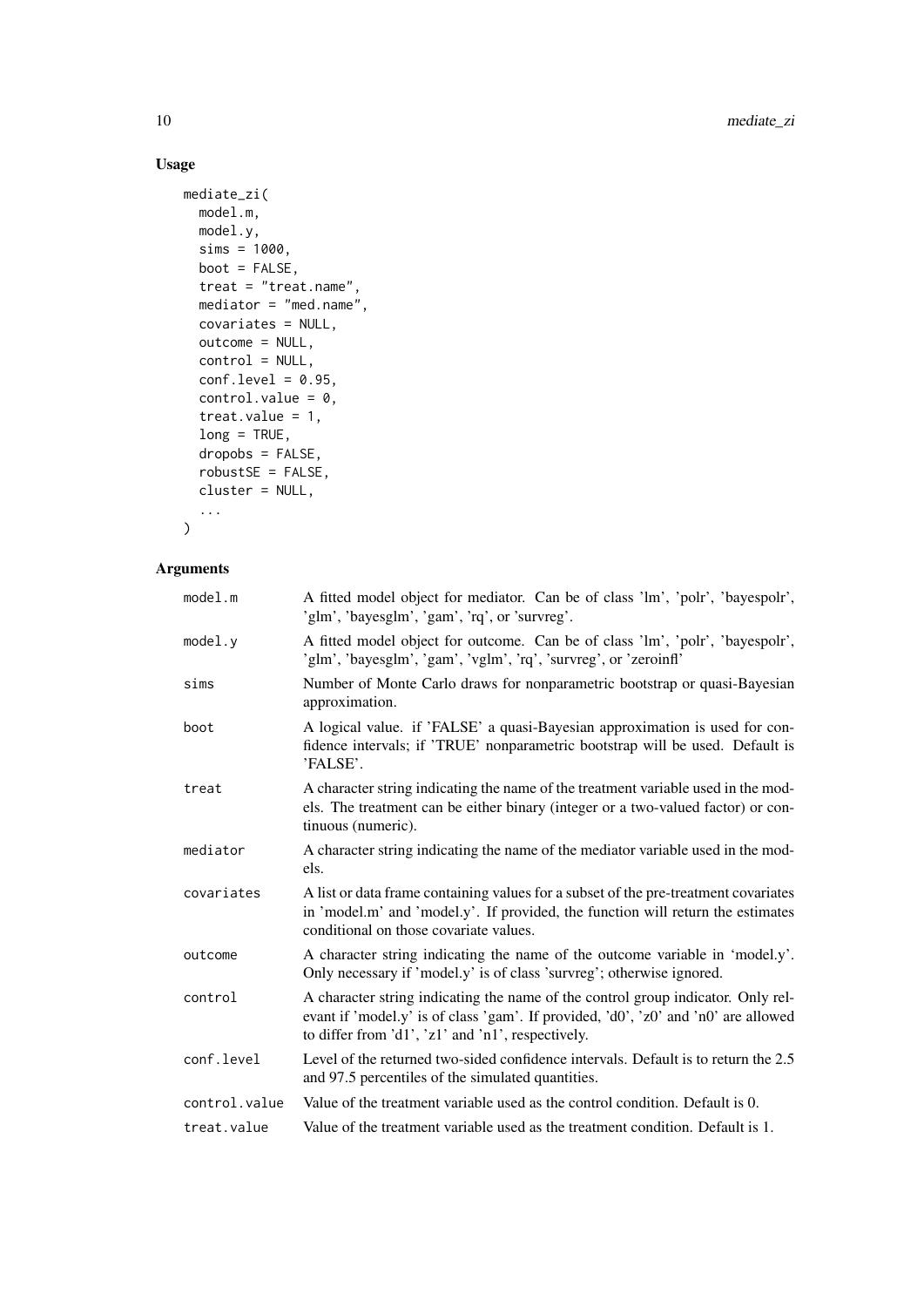## Usage

```
mediate_zi(
  model.m,
  model.y,
  sims = 1000,
  boot = FALSE,
  treat = "treat.name",
  mediator = "med.name",
  covariates = NULL,
  outcome = NULL,
  control = NULL,
  conf.level = 0.95,
  control.value = 0,
  treat.value = 1,
  long = TRUE,
  dropobs = FALSE,
  robustSE = FALSE,
  cluster = NULL,
  ...
)
```

## Arguments

| | |
|---|---|
| `model.m` | A fitted model object for mediator. Can be of class 'lm', 'polr', 'bayespolr', 'glm', 'bayesglm', 'gam', 'rq', or 'survreg'. |
| `model.y` | A fitted model object for outcome. Can be of class 'lm', 'polr', 'bayespolr', 'glm', 'bayesglm', 'gam', 'vglm', 'rq', 'survreg', or 'zeroinfl' |
| `sims` | Number of Monte Carlo draws for nonparametric bootstrap or quasi-Bayesian approximation. |
| `boot` | A logical value. if 'FALSE' a quasi-Bayesian approximation is used for confidence intervals; if 'TRUE' nonparametric bootstrap will be used. Default is 'FALSE'. |
| `treat` | A character string indicating the name of the treatment variable used in the models. The treatment can be either binary (integer or a two-valued factor) or continuous (numeric). |
| `mediator` | A character string indicating the name of the mediator variable used in the models. |
| `covariates` | A list or data frame containing values for a subset of the pre-treatment covariates in 'model.m' and 'model.y'. If provided, the function will return the estimates conditional on those covariate values. |
| `outcome` | A character string indicating the name of the outcome variable in 'model.y'. Only necessary if 'model.y' is of class 'survreg'; otherwise ignored. |
| `control` | A character string indicating the name of the control group indicator. Only relevant if 'model.y' is of class 'gam'. If provided, 'd0', 'z0' and 'n0' are allowed to differ from 'd1', 'z1' and 'n1', respectively. |
| `conf.level` | Level of the returned two-sided confidence intervals. Default is to return the 2.5 and 97.5 percentiles of the simulated quantities. |
| `control.value` | Value of the treatment variable used as the control condition. Default is 0. |
| `treat.value` | Value of the treatment variable used as the treatment condition. Default is 1. |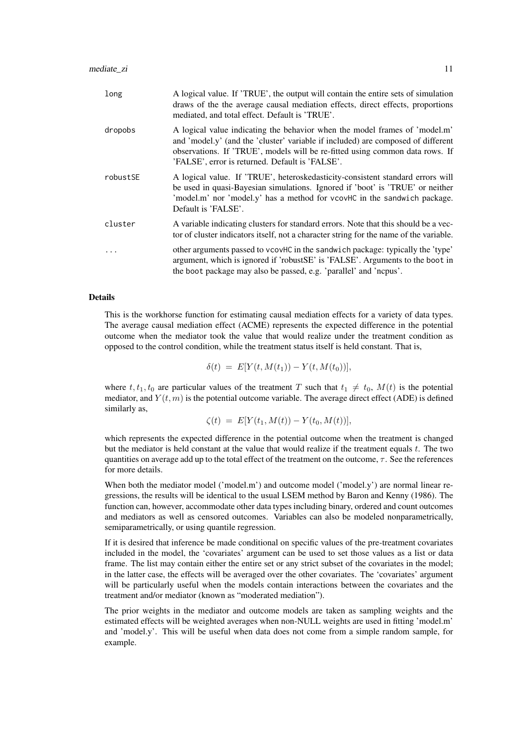| | |
|---|---|
| long | A logical value. If 'TRUE', the output will contain the entire sets of simulation draws of the the average causal mediation effects, direct effects, proportions mediated, and total effect. Default is 'TRUE'. |
| dropobs | A logical value indicating the behavior when the model frames of 'model.m' and 'model.y' (and the 'cluster' variable if included) are composed of different observations. If 'TRUE', models will be re-fitted using common data rows. If 'FALSE', error is returned. Default is 'FALSE'. |
| robustSE | A logical value. If 'TRUE', heteroskedasticity-consistent standard errors will be used in quasi-Bayesian simulations. Ignored if 'boot' is 'TRUE' or neither 'model.m' nor 'model.y' has a method for `vcovHC` in the `sandwich` package. Default is 'FALSE'. |
| cluster | A variable indicating clusters for standard errors. Note that this should be a vector of cluster indicators itself, not a character string for the name of the variable. |
| ... | other arguments passed to `vcovHC` in the `sandwich` package: typically the 'type' argument, which is ignored if 'robustSE' is 'FALSE'. Arguments to the `boot` in the `boot` package may also be passed, e.g. 'parallel' and 'ncpus'. |

## Details

This is the workhorse function for estimating causal mediation effects for a variety of data types. The average causal mediation effect (ACME) represents the expected difference in the potential outcome when the mediator took the value that would realize under the treatment condition as opposed to the control condition, while the treatment status itself is held constant. That is,

$$\delta(t) \ = \ E[Y(t, M(t_1)) - Y(t, M(t_0))],$$

where $t, t_1, t_0$ are particular values of the treatment $T$ such that $t_1 \neq t_0$, $M(t)$ is the potential mediator, and $Y(t, m)$ is the potential outcome variable. The average direct effect (ADE) is defined similarly as,

$$\zeta(t) \ = \ E[Y(t_1, M(t)) - Y(t_0, M(t))],$$

which represents the expected difference in the potential outcome when the treatment is changed but the mediator is held constant at the value that would realize if the treatment equals $t$. The two quantities on average add up to the total effect of the treatment on the outcome, $\tau$. See the references for more details.

When both the mediator model ('model.m') and outcome model ('model.y') are normal linear regressions, the results will be identical to the usual LSEM method by Baron and Kenny (1986). The function can, however, accommodate other data types including binary, ordered and count outcomes and mediators as well as censored outcomes. Variables can also be modeled nonparametrically, semiparametrically, or using quantile regression.

If it is desired that inference be made conditional on specific values of the pre-treatment covariates included in the model, the 'covariates' argument can be used to set those values as a list or data frame. The list may contain either the entire set or any strict subset of the covariates in the model; in the latter case, the effects will be averaged over the other covariates. The 'covariates' argument will be particularly useful when the models contain interactions between the covariates and the treatment and/or mediator (known as "moderated mediation").

The prior weights in the mediator and outcome models are taken as sampling weights and the estimated effects will be weighted averages when non-NULL weights are used in fitting 'model.m' and 'model.y'. This will be useful when data does not come from a simple random sample, for example.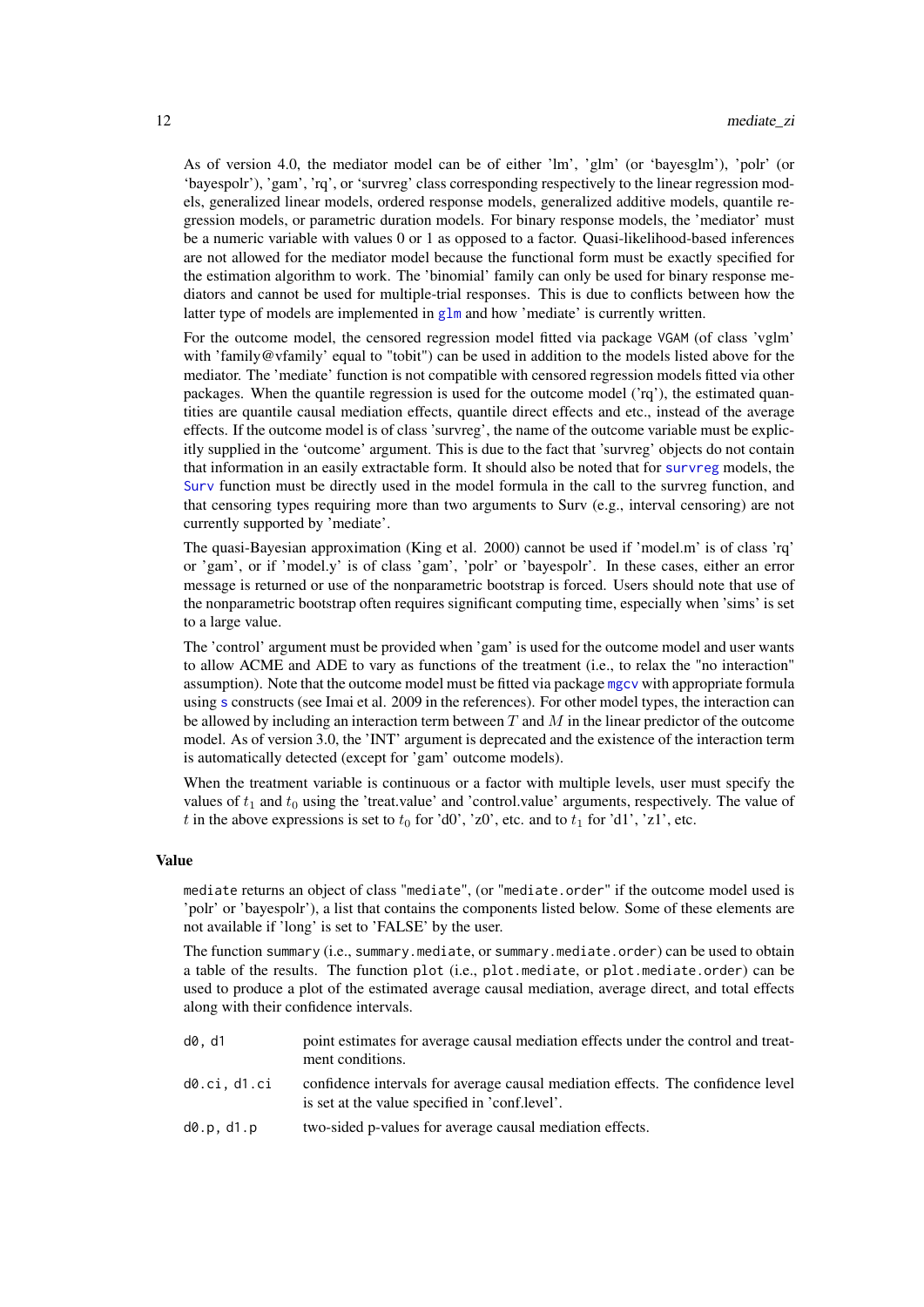As of version 4.0, the mediator model can be of either 'lm', 'glm' (or 'bayesglm'), 'polr' (or 'bayespolr'), 'gam', 'rq', or 'survreg' class corresponding respectively to the linear regression models, generalized linear models, ordered response models, generalized additive models, quantile regression models, or parametric duration models. For binary response models, the 'mediator' must be a numeric variable with values 0 or 1 as opposed to a factor. Quasi-likelihood-based inferences are not allowed for the mediator model because the functional form must be exactly specified for the estimation algorithm to work. The 'binomial' family can only be used for binary response mediators and cannot be used for multiple-trial responses. This is due to conflicts between how the latter type of models are implemented in glm and how 'mediate' is currently written.

For the outcome model, the censored regression model fitted via package VGAM (of class 'vglm' with 'family@vfamily' equal to "tobit") can be used in addition to the models listed above for the mediator. The 'mediate' function is not compatible with censored regression models fitted via other packages. When the quantile regression is used for the outcome model ('rq'), the estimated quantities are quantile causal mediation effects, quantile direct effects and etc., instead of the average effects. If the outcome model is of class 'survreg', the name of the outcome variable must be explicitly supplied in the 'outcome' argument. This is due to the fact that 'survreg' objects do not contain that information in an easily extractable form. It should also be noted that for survreg models, the Surv function must be directly used in the model formula in the call to the survreg function, and that censoring types requiring more than two arguments to Surv (e.g., interval censoring) are not currently supported by 'mediate'.

The quasi-Bayesian approximation (King et al. 2000) cannot be used if 'model.m' is of class 'rq' or 'gam', or if 'model.y' is of class 'gam', 'polr' or 'bayespolr'. In these cases, either an error message is returned or use of the nonparametric bootstrap is forced. Users should note that use of the nonparametric bootstrap often requires significant computing time, especially when 'sims' is set to a large value.

The 'control' argument must be provided when 'gam' is used for the outcome model and user wants to allow ACME and ADE to vary as functions of the treatment (i.e., to relax the "no interaction" assumption). Note that the outcome model must be fitted via package mgcv with appropriate formula using s constructs (see Imai et al. 2009 in the references). For other model types, the interaction can be allowed by including an interaction term between $T$ and $M$ in the linear predictor of the outcome model. As of version 3.0, the 'INT' argument is deprecated and the existence of the interaction term is automatically detected (except for 'gam' outcome models).

When the treatment variable is continuous or a factor with multiple levels, user must specify the values of $t_1$ and $t_0$ using the 'treat.value' and 'control.value' arguments, respectively. The value of $t$ in the above expressions is set to $t_0$ for 'd0', 'z0', etc. and to $t_1$ for 'd1', 'z1', etc.

## Value

mediate returns an object of class "mediate", (or "mediate.order" if the outcome model used is 'polr' or 'bayespolr'), a list that contains the components listed below. Some of these elements are not available if 'long' is set to 'FALSE' by the user.

The function summary (i.e., summary.mediate, or summary.mediate.order) can be used to obtain a table of the results. The function plot (i.e., plot.mediate, or plot.mediate.order) can be used to produce a plot of the estimated average causal mediation, average direct, and total effects along with their confidence intervals.

| | |
|---|---|
| d0, d1 | point estimates for average causal mediation effects under the control and treatment conditions. |
| d0.ci, d1.ci | confidence intervals for average causal mediation effects. The confidence level is set at the value specified in 'conf.level'. |
| d0.p, d1.p | two-sided p-values for average causal mediation effects. |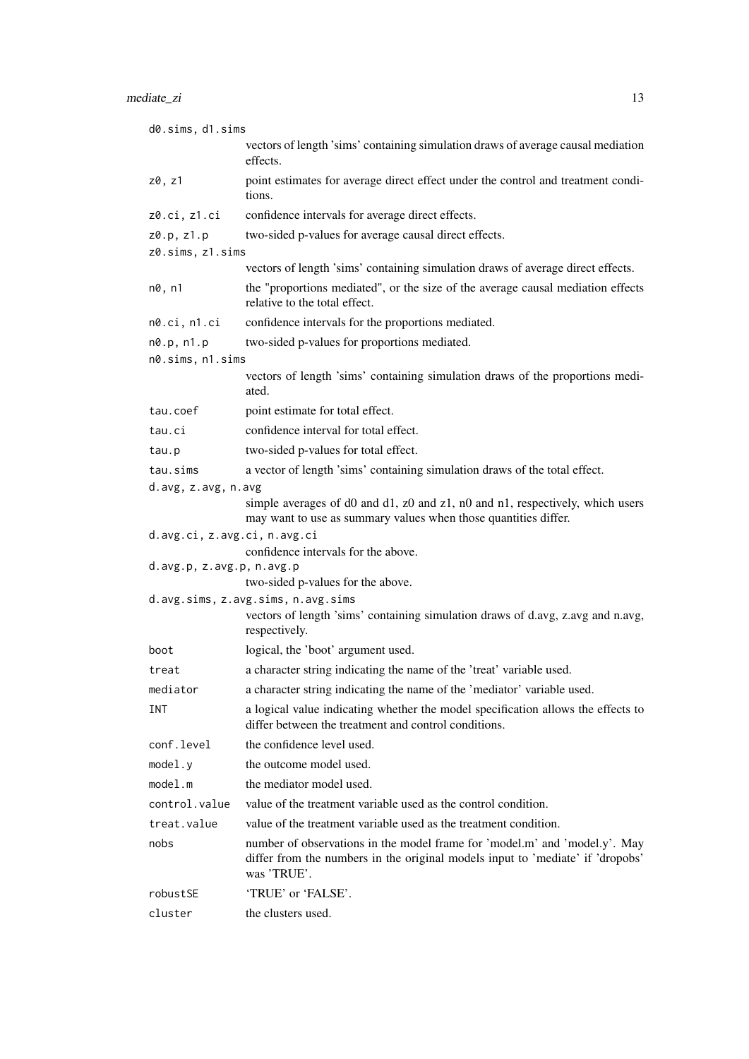`d0.sims, d1.sims`
: vectors of length 'sims' containing simulation draws of average causal mediation effects.

`z0, z1`
: point estimates for average direct effect under the control and treatment conditions.

`z0.ci, z1.ci`
: confidence intervals for average direct effects.

`z0.p, z1.p`
: two-sided p-values for average causal direct effects.

`z0.sims, z1.sims`
: vectors of length 'sims' containing simulation draws of average direct effects.

`n0, n1`
: the "proportions mediated", or the size of the average causal mediation effects relative to the total effect.

`n0.ci, n1.ci`
: confidence intervals for the proportions mediated.

`n0.p, n1.p`
: two-sided p-values for proportions mediated.

`n0.sims, n1.sims`
: vectors of length 'sims' containing simulation draws of the proportions mediated.

`tau.coef`
: point estimate for total effect.

`tau.ci`
: confidence interval for total effect.

`tau.p`
: two-sided p-values for total effect.

`tau.sims`
: a vector of length 'sims' containing simulation draws of the total effect.

`d.avg, z.avg, n.avg`
: simple averages of d0 and d1, z0 and z1, n0 and n1, respectively, which users may want to use as summary values when those quantities differ.

`d.avg.ci, z.avg.ci, n.avg.ci`
: confidence intervals for the above.

`d.avg.p, z.avg.p, n.avg.p`
: two-sided p-values for the above.

`d.avg.sims, z.avg.sims, n.avg.sims`
: vectors of length 'sims' containing simulation draws of d.avg, z.avg and n.avg, respectively.

`boot`
: logical, the 'boot' argument used.

`treat`
: a character string indicating the name of the 'treat' variable used.

`mediator`
: a character string indicating the name of the 'mediator' variable used.

`INT`
: a logical value indicating whether the model specification allows the effects to differ between the treatment and control conditions.

`conf.level`
: the confidence level used.

`model.y`
: the outcome model used.

`model.m`
: the mediator model used.

`control.value`
: value of the treatment variable used as the control condition.

`treat.value`
: value of the treatment variable used as the treatment condition.

`nobs`
: number of observations in the model frame for 'model.m' and 'model.y'. May differ from the numbers in the original models input to 'mediate' if 'dropobs' was 'TRUE'.

`robustSE`
: 'TRUE' or 'FALSE'.

`cluster`
: the clusters used.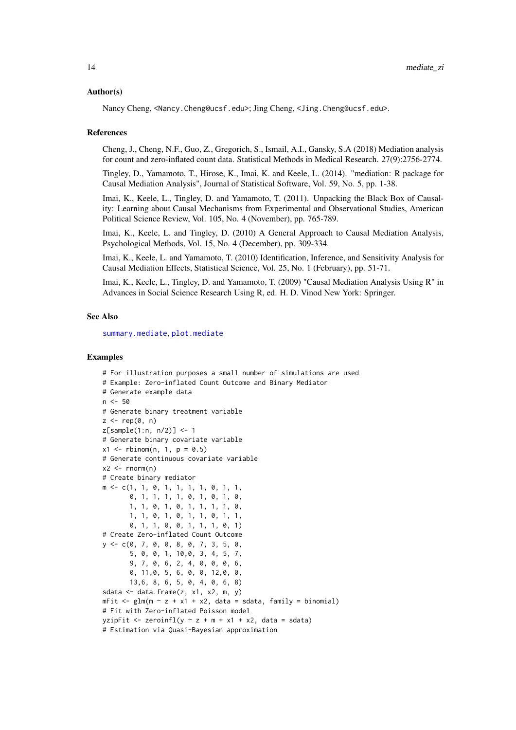### Author(s)

Nancy Cheng, <Nancy.Cheng@ucsf.edu>; Jing Cheng, <Jing.Cheng@ucsf.edu>.

### References

Cheng, J., Cheng, N.F., Guo, Z., Gregorich, S., Ismail, A.I., Gansky, S.A (2018) Mediation analysis for count and zero-inflated count data. Statistical Methods in Medical Research. 27(9):2756-2774.

Tingley, D., Yamamoto, T., Hirose, K., Imai, K. and Keele, L. (2014). "mediation: R package for Causal Mediation Analysis", Journal of Statistical Software, Vol. 59, No. 5, pp. 1-38.

Imai, K., Keele, L., Tingley, D. and Yamamoto, T. (2011). Unpacking the Black Box of Causality: Learning about Causal Mechanisms from Experimental and Observational Studies, American Political Science Review, Vol. 105, No. 4 (November), pp. 765-789.

Imai, K., Keele, L. and Tingley, D. (2010) A General Approach to Causal Mediation Analysis, Psychological Methods, Vol. 15, No. 4 (December), pp. 309-334.

Imai, K., Keele, L. and Yamamoto, T. (2010) Identification, Inference, and Sensitivity Analysis for Causal Mediation Effects, Statistical Science, Vol. 25, No. 1 (February), pp. 51-71.

Imai, K., Keele, L., Tingley, D. and Yamamoto, T. (2009) "Causal Mediation Analysis Using R" in Advances in Social Science Research Using R, ed. H. D. Vinod New York: Springer.

### See Also

summary.mediate, plot.mediate

### Examples

```
# For illustration purposes a small number of simulations are used
# Example: Zero-inflated Count Outcome and Binary Mediator
# Generate example data
n <- 50
# Generate binary treatment variable
z <- rep(0, n)
z[sample(1:n, n/2)] <- 1
# Generate binary covariate variable
x1 <- rbinom(n, 1, p = 0.5)
# Generate continuous covariate variable
x2 <- rnorm(n)
# Create binary mediator
m <- c(1, 1, 0, 1, 1, 1, 1, 0, 1, 1,
       0, 1, 1, 1, 1, 0, 1, 0, 1, 0,
       1, 1, 0, 1, 0, 1, 1, 1, 1, 0,
       1, 1, 0, 1, 0, 1, 1, 0, 1, 1,
       0, 1, 1, 0, 0, 1, 1, 1, 0, 1)
# Create Zero-inflated Count Outcome
y <- c(0, 7, 0, 0, 8, 0, 7, 3, 5, 0,
       5, 0, 0, 1, 10,0, 3, 4, 5, 7,
       9, 7, 0, 6, 2, 4, 0, 0, 0, 6,
       0, 11,0, 5, 6, 0, 0, 12,0, 0,
       13,6, 8, 6, 5, 0, 4, 0, 6, 8)
sdata <- data.frame(z, x1, x2, m, y)
mFit <- glm(m ~ z + x1 + x2, data = sdata, family = binomial)
# Fit with Zero-inflated Poisson model
yzipFit <- zeroinfl(y ~ z + m + x1 + x2, data = sdata)
# Estimation via Quasi-Bayesian approximation
```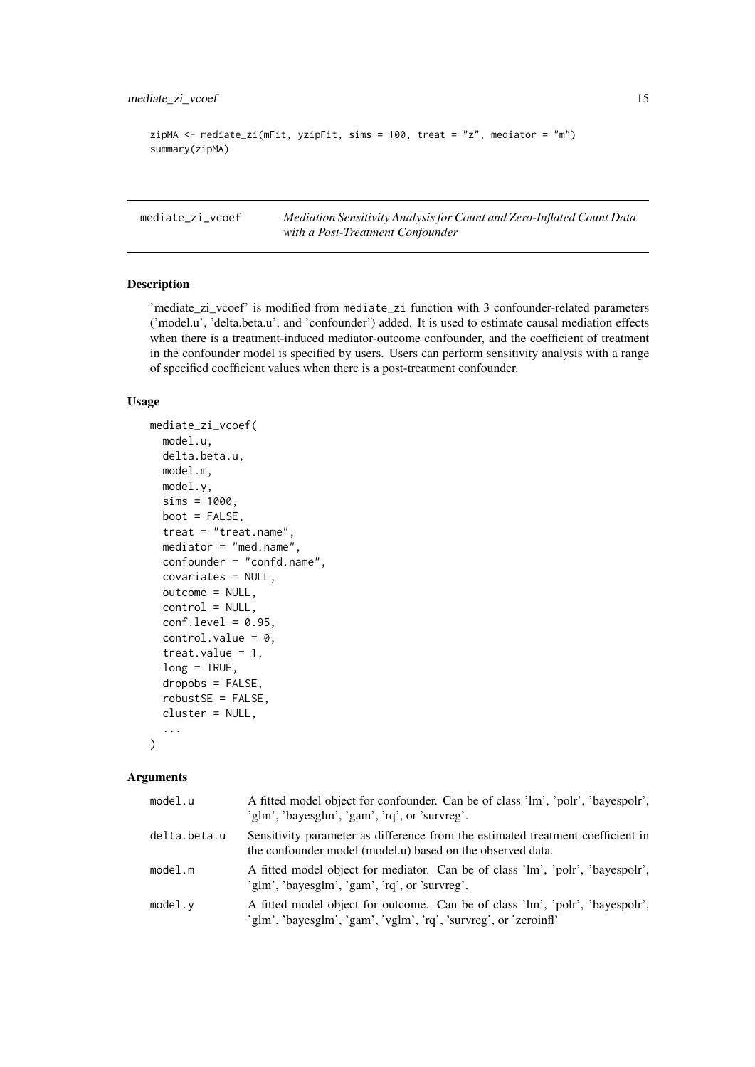```
zipMA <- mediate_zi(mFit, yzipFit, sims = 100, treat = "z", mediator = "m")
summary(zipMA)
```

---

## mediate_zi_vcoef — *Mediation Sensitivity Analysis for Count and Zero-Inflated Count Data with a Post-Treatment Confounder*

### Description

'mediate_zi_vcoef' is modified from `mediate_zi` function with 3 confounder-related parameters ('model.u', 'delta.beta.u', and 'confounder') added. It is used to estimate causal mediation effects when there is a treatment-induced mediator-outcome confounder, and the coefficient of treatment in the confounder model is specified by users. Users can perform sensitivity analysis with a range of specified coefficient values when there is a post-treatment confounder.

### Usage

```
mediate_zi_vcoef(
  model.u,
  delta.beta.u,
  model.m,
  model.y,
  sims = 1000,
  boot = FALSE,
  treat = "treat.name",
  mediator = "med.name",
  confounder = "confd.name",
  covariates = NULL,
  outcome = NULL,
  control = NULL,
  conf.level = 0.95,
  control.value = 0,
  treat.value = 1,
  long = TRUE,
  dropobs = FALSE,
  robustSE = FALSE,
  cluster = NULL,
  ...
)
```

### Arguments

| | |
|---|---|
| `model.u` | A fitted model object for confounder. Can be of class 'lm', 'polr', 'bayespolr', 'glm', 'bayesglm', 'gam', 'rq', or 'survreg'. |
| `delta.beta.u` | Sensitivity parameter as difference from the estimated treatment coefficient in the confounder model (model.u) based on the observed data. |
| `model.m` | A fitted model object for mediator. Can be of class 'lm', 'polr', 'bayespolr', 'glm', 'bayesglm', 'gam', 'rq', or 'survreg'. |
| `model.y` | A fitted model object for outcome. Can be of class 'lm', 'polr', 'bayespolr', 'glm', 'bayesglm', 'gam', 'vglm', 'rq', 'survreg', or 'zeroinfl' |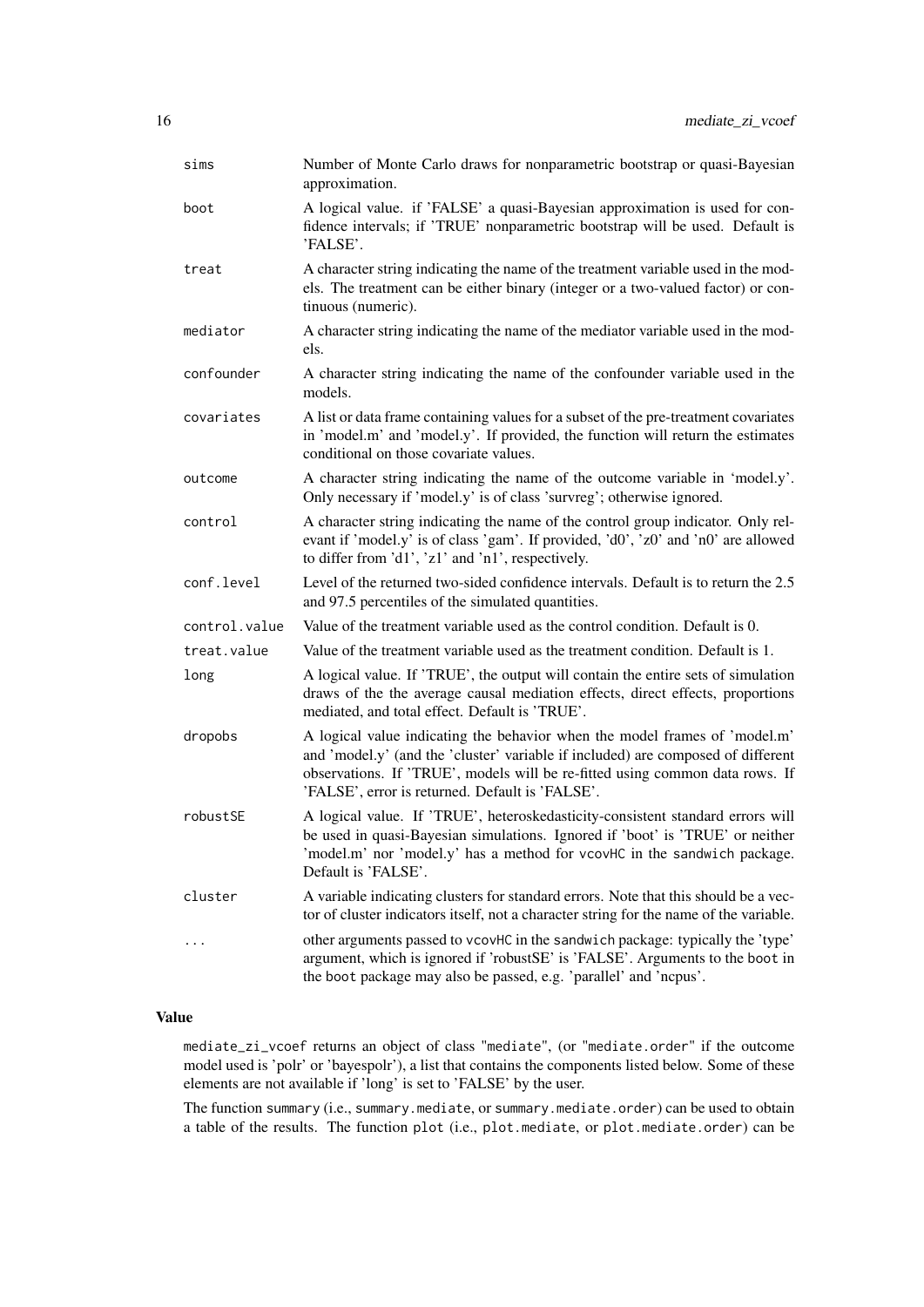| | |
|---|---|
| `sims` | Number of Monte Carlo draws for nonparametric bootstrap or quasi-Bayesian approximation. |
| `boot` | A logical value. if 'FALSE' a quasi-Bayesian approximation is used for confidence intervals; if 'TRUE' nonparametric bootstrap will be used. Default is 'FALSE'. |
| `treat` | A character string indicating the name of the treatment variable used in the models. The treatment can be either binary (integer or a two-valued factor) or continuous (numeric). |
| `mediator` | A character string indicating the name of the mediator variable used in the models. |
| `confounder` | A character string indicating the name of the confounder variable used in the models. |
| `covariates` | A list or data frame containing values for a subset of the pre-treatment covariates in 'model.m' and 'model.y'. If provided, the function will return the estimates conditional on those covariate values. |
| `outcome` | A character string indicating the name of the outcome variable in 'model.y'. Only necessary if 'model.y' is of class 'survreg'; otherwise ignored. |
| `control` | A character string indicating the name of the control group indicator. Only relevant if 'model.y' is of class 'gam'. If provided, 'd0', 'z0' and 'n0' are allowed to differ from 'd1', 'z1' and 'n1', respectively. |
| `conf.level` | Level of the returned two-sided confidence intervals. Default is to return the 2.5 and 97.5 percentiles of the simulated quantities. |
| `control.value` | Value of the treatment variable used as the control condition. Default is 0. |
| `treat.value` | Value of the treatment variable used as the treatment condition. Default is 1. |
| `long` | A logical value. If 'TRUE', the output will contain the entire sets of simulation draws of the the average causal mediation effects, direct effects, proportions mediated, and total effect. Default is 'TRUE'. |
| `dropobs` | A logical value indicating the behavior when the model frames of 'model.m' and 'model.y' (and the 'cluster' variable if included) are composed of different observations. If 'TRUE', models will be re-fitted using common data rows. If 'FALSE', error is returned. Default is 'FALSE'. |
| `robustSE` | A logical value. If 'TRUE', heteroskedasticity-consistent standard errors will be used in quasi-Bayesian simulations. Ignored if 'boot' is 'TRUE' or neither 'model.m' nor 'model.y' has a method for `vcovHC` in the `sandwich` package. Default is 'FALSE'. |
| `cluster` | A variable indicating clusters for standard errors. Note that this should be a vector of cluster indicators itself, not a character string for the name of the variable. |
| `...` | other arguments passed to `vcovHC` in the `sandwich` package: typically the 'type' argument, which is ignored if 'robustSE' is 'FALSE'. Arguments to the `boot` in the `boot` package may also be passed, e.g. 'parallel' and 'ncpus'. |

## Value

`mediate_zi_vcoef` returns an object of class "`mediate`", (or "`mediate.order`" if the outcome model used is 'polr' or 'bayespolr'), a list that contains the components listed below. Some of these elements are not available if 'long' is set to 'FALSE' by the user.

The function `summary` (i.e., `summary.mediate`, or `summary.mediate.order`) can be used to obtain a table of the results. The function `plot` (i.e., `plot.mediate`, or `plot.mediate.order`) can be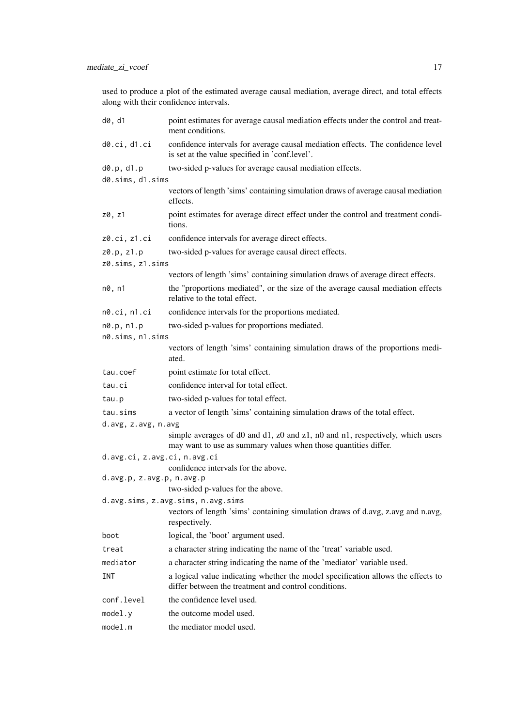used to produce a plot of the estimated average causal mediation, average direct, and total effects along with their confidence intervals.

`d0, d1`
: point estimates for average causal mediation effects under the control and treatment conditions.

`d0.ci, d1.ci`
: confidence intervals for average causal mediation effects. The confidence level is set at the value specified in 'conf.level'.

`d0.p, d1.p`
: two-sided p-values for average causal mediation effects.

`d0.sims, d1.sims`
: vectors of length 'sims' containing simulation draws of average causal mediation effects.

`z0, z1`
: point estimates for average direct effect under the control and treatment conditions.

`z0.ci, z1.ci`
: confidence intervals for average direct effects.

`z0.p, z1.p`
: two-sided p-values for average causal direct effects.

`z0.sims, z1.sims`
: vectors of length 'sims' containing simulation draws of average direct effects.

`n0, n1`
: the "proportions mediated", or the size of the average causal mediation effects relative to the total effect.

`n0.ci, n1.ci`
: confidence intervals for the proportions mediated.

`n0.p, n1.p`
: two-sided p-values for proportions mediated.

`n0.sims, n1.sims`
: vectors of length 'sims' containing simulation draws of the proportions mediated.

`tau.coef`
: point estimate for total effect.

`tau.ci`
: confidence interval for total effect.

`tau.p`
: two-sided p-values for total effect.

`tau.sims`
: a vector of length 'sims' containing simulation draws of the total effect.

`d.avg, z.avg, n.avg`
: simple averages of d0 and d1, z0 and z1, n0 and n1, respectively, which users may want to use as summary values when those quantities differ.

`d.avg.ci, z.avg.ci, n.avg.ci`
: confidence intervals for the above.

`d.avg.p, z.avg.p, n.avg.p`
: two-sided p-values for the above.

`d.avg.sims, z.avg.sims, n.avg.sims`
: vectors of length 'sims' containing simulation draws of d.avg, z.avg and n.avg, respectively.

`boot`
: logical, the 'boot' argument used.

`treat`
: a character string indicating the name of the 'treat' variable used.

`mediator`
: a character string indicating the name of the 'mediator' variable used.

`INT`
: a logical value indicating whether the model specification allows the effects to differ between the treatment and control conditions.

`conf.level`
: the confidence level used.

`model.y`
: the outcome model used.

`model.m`
: the mediator model used.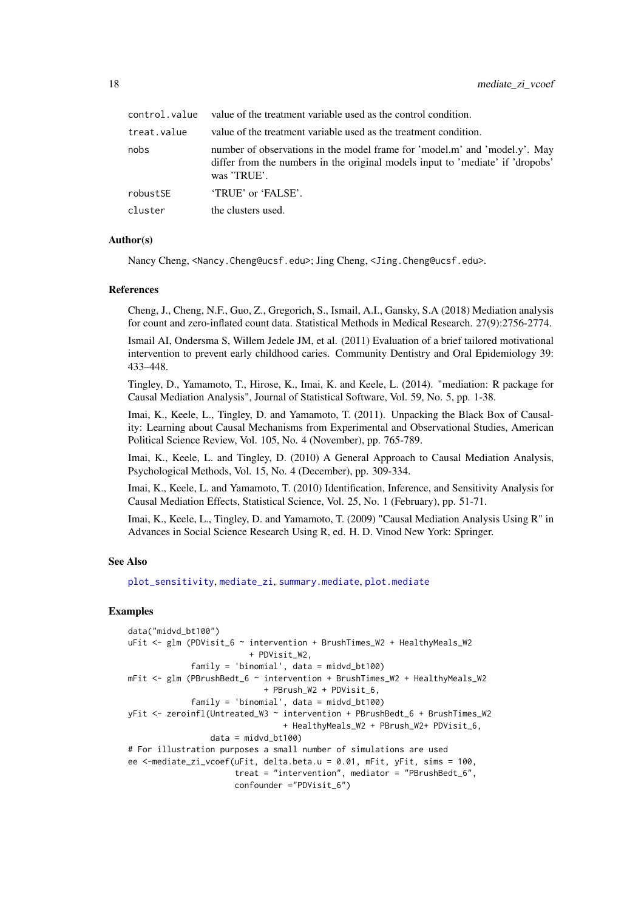| | |
|---|---|
| `control.value` | value of the treatment variable used as the control condition. |
| `treat.value` | value of the treatment variable used as the treatment condition. |
| `nobs` | number of observations in the model frame for 'model.m' and 'model.y'. May differ from the numbers in the original models input to 'mediate' if 'dropobs' was 'TRUE'. |
| `robustSE` | 'TRUE' or 'FALSE'. |
| `cluster` | the clusters used. |

### Author(s)

Nancy Cheng, <Nancy.Cheng@ucsf.edu>; Jing Cheng, <Jing.Cheng@ucsf.edu>.

### References

Cheng, J., Cheng, N.F., Guo, Z., Gregorich, S., Ismail, A.I., Gansky, S.A (2018) Mediation analysis for count and zero-inflated count data. Statistical Methods in Medical Research. 27(9):2756-2774.

Ismail AI, Ondersma S, Willem Jedele JM, et al. (2011) Evaluation of a brief tailored motivational intervention to prevent early childhood caries. Community Dentistry and Oral Epidemiology 39: 433–448.

Tingley, D., Yamamoto, T., Hirose, K., Imai, K. and Keele, L. (2014). "mediation: R package for Causal Mediation Analysis", Journal of Statistical Software, Vol. 59, No. 5, pp. 1-38.

Imai, K., Keele, L., Tingley, D. and Yamamoto, T. (2011). Unpacking the Black Box of Causality: Learning about Causal Mechanisms from Experimental and Observational Studies, American Political Science Review, Vol. 105, No. 4 (November), pp. 765-789.

Imai, K., Keele, L. and Tingley, D. (2010) A General Approach to Causal Mediation Analysis, Psychological Methods, Vol. 15, No. 4 (December), pp. 309-334.

Imai, K., Keele, L. and Yamamoto, T. (2010) Identification, Inference, and Sensitivity Analysis for Causal Mediation Effects, Statistical Science, Vol. 25, No. 1 (February), pp. 51-71.

Imai, K., Keele, L., Tingley, D. and Yamamoto, T. (2009) "Causal Mediation Analysis Using R" in Advances in Social Science Research Using R, ed. H. D. Vinod New York: Springer.

### See Also

`plot_sensitivity`, `mediate_zi`, `summary.mediate`, `plot.mediate`

### Examples

```
data("midvd_bt100")
uFit <- glm (PDVisit_6 ~ intervention + BrushTimes_W2 + HealthyMeals_W2
                         + PDVisit_W2,
             family = 'binomial', data = midvd_bt100)
mFit <- glm (PBrushBedt_6 ~ intervention + BrushTimes_W2 + HealthyMeals_W2
                            + PBrush_W2 + PDVisit_6,
             family = 'binomial', data = midvd_bt100)
yFit <- zeroinfl(Untreated_W3 ~ intervention + PBrushBedt_6 + BrushTimes_W2
                               + HealthyMeals_W2 + PBrush_W2+ PDVisit_6,
                 data = midvd_bt100)
# For illustration purposes a small number of simulations are used
ee <-mediate_zi_vcoef(uFit, delta.beta.u = 0.01, mFit, yFit, sims = 100,
                      treat = "intervention", mediator = "PBrushBedt_6",
                      confounder ="PDVisit_6")
```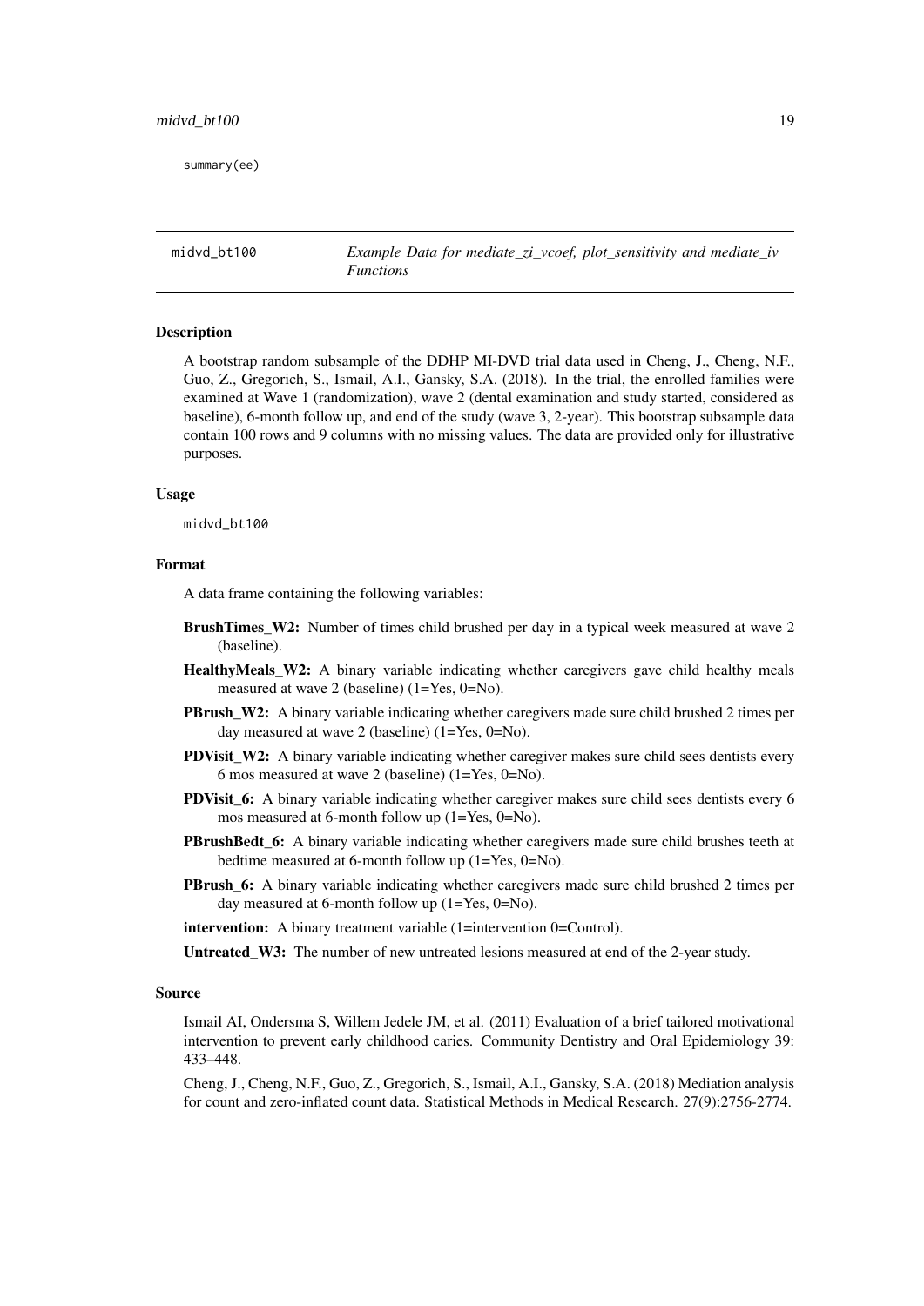```
summary(ee)
```

---

## midvd_bt100 — *Example Data for mediate_zi_vcoef, plot_sensitivity and mediate_iv Functions*

### Description

A bootstrap random subsample of the DDHP MI-DVD trial data used in Cheng, J., Cheng, N.F., Guo, Z., Gregorich, S., Ismail, A.I., Gansky, S.A. (2018). In the trial, the enrolled families were examined at Wave 1 (randomization), wave 2 (dental examination and study started, considered as baseline), 6-month follow up, and end of the study (wave 3, 2-year). This bootstrap subsample data contain 100 rows and 9 columns with no missing values. The data are provided only for illustrative purposes.

### Usage

```
midvd_bt100
```

### Format

A data frame containing the following variables:

**BrushTimes_W2:** Number of times child brushed per day in a typical week measured at wave 2 (baseline).

**HealthyMeals_W2:** A binary variable indicating whether caregivers gave child healthy meals measured at wave 2 (baseline) (1=Yes, 0=No).

**PBrush_W2:** A binary variable indicating whether caregivers made sure child brushed 2 times per day measured at wave 2 (baseline) (1=Yes, 0=No).

**PDVisit_W2:** A binary variable indicating whether caregiver makes sure child sees dentists every 6 mos measured at wave 2 (baseline) (1=Yes, 0=No).

**PDVisit_6:** A binary variable indicating whether caregiver makes sure child sees dentists every 6 mos measured at 6-month follow up (1=Yes, 0=No).

**PBrushBedt_6:** A binary variable indicating whether caregivers made sure child brushes teeth at bedtime measured at 6-month follow up (1=Yes, 0=No).

**PBrush_6:** A binary variable indicating whether caregivers made sure child brushed 2 times per day measured at 6-month follow up (1=Yes, 0=No).

**intervention:** A binary treatment variable (1=intervention 0=Control).

**Untreated_W3:** The number of new untreated lesions measured at end of the 2-year study.

### Source

Ismail AI, Ondersma S, Willem Jedele JM, et al. (2011) Evaluation of a brief tailored motivational intervention to prevent early childhood caries. Community Dentistry and Oral Epidemiology 39: 433–448.

Cheng, J., Cheng, N.F., Guo, Z., Gregorich, S., Ismail, A.I., Gansky, S.A. (2018) Mediation analysis for count and zero-inflated count data. Statistical Methods in Medical Research. 27(9):2756-2774.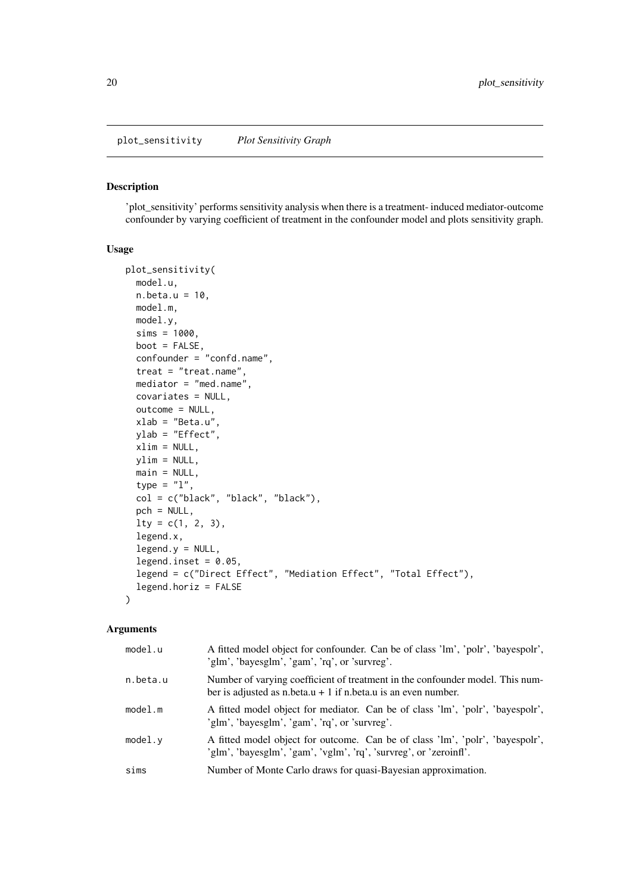plot_sensitivity *Plot Sensitivity Graph*

## Description

'plot_sensitivity' performs sensitivity analysis when there is a treatment- induced mediator-outcome confounder by varying coefficient of treatment in the confounder model and plots sensitivity graph.

## Usage

```
plot_sensitivity(
  model.u,
  n.beta.u = 10,
  model.m,
  model.y,
  sims = 1000,
  boot = FALSE,
  confounder = "confd.name",
  treat = "treat.name",
  mediator = "med.name",
  covariates = NULL,
  outcome = NULL,
  xlab = "Beta.u",
  ylab = "Effect",
  xlim = NULL,
  ylim = NULL,
  main = NULL,
  type = "l",
  col = c("black", "black", "black"),
  pch = NULL,
  lty = c(1, 2, 3),
  legend.x,
  legend.y = NULL,
  legend.inset = 0.05,
  legend = c("Direct Effect", "Mediation Effect", "Total Effect"),
  legend.horiz = FALSE
)
```

## Arguments

| | |
|---|---|
| model.u | A fitted model object for confounder. Can be of class 'lm', 'polr', 'bayespolr', 'glm', 'bayesglm', 'gam', 'rq', or 'survreg'. |
| n.beta.u | Number of varying coefficient of treatment in the confounder model. This number is adjusted as n.beta.u + 1 if n.beta.u is an even number. |
| model.m | A fitted model object for mediator. Can be of class 'lm', 'polr', 'bayespolr', 'glm', 'bayesglm', 'gam', 'rq', or 'survreg'. |
| model.y | A fitted model object for outcome. Can be of class 'lm', 'polr', 'bayespolr', 'glm', 'bayesglm', 'gam', 'vglm', 'rq', 'survreg', or 'zeroinfl'. |
| sims | Number of Monte Carlo draws for quasi-Bayesian approximation. |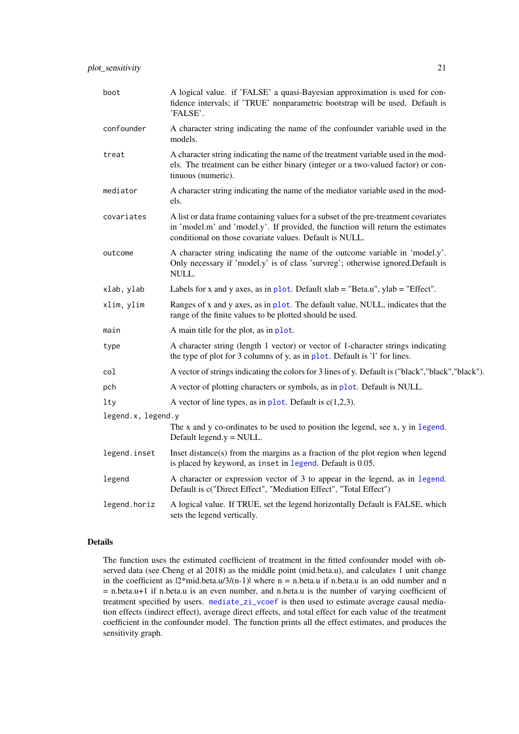| | |
|---|---|
| `boot` | A logical value. if 'FALSE' a quasi-Bayesian approximation is used for confidence intervals; if 'TRUE' nonparametric bootstrap will be used. Default is 'FALSE'. |
| `confounder` | A character string indicating the name of the confounder variable used in the models. |
| `treat` | A character string indicating the name of the treatment variable used in the models. The treatment can be either binary (integer or a two-valued factor) or continuous (numeric). |
| `mediator` | A character string indicating the name of the mediator variable used in the models. |
| `covariates` | A list or data frame containing values for a subset of the pre-treatment covariates in 'model.m' and 'model.y'. If provided, the function will return the estimates conditional on those covariate values. Default is NULL. |
| `outcome` | A character string indicating the name of the outcome variable in 'model.y'. Only necessary if 'model.y' is of class 'survreg'; otherwise ignored.Default is NULL. |
| `xlab, ylab` | Labels for x and y axes, as in `plot`. Default xlab = "Beta.u", ylab = "Effect". |
| `xlim, ylim` | Ranges of x and y axes, as in `plot`. The default value, NULL, indicates that the range of the finite values to be plotted should be used. |
| `main` | A main title for the plot, as in `plot`. |
| `type` | A character string (length 1 vector) or vector of 1-character strings indicating the type of plot for 3 columns of y, as in `plot`. Default is 'l' for lines. |
| `col` | A vector of strings indicating the colors for 3 lines of y. Default is ("black","black","black"). |
| `pch` | A vector of plotting characters or symbols, as in `plot`. Default is NULL. |
| `lty` | A vector of line types, as in `plot`. Default is c(1,2,3). |
| `legend.x, legend.y` | The x and y co-ordinates to be used to position the legend, see x, y in `legend`. Default legend.y = NULL. |
| `legend.inset` | Inset distance(s) from the margins as a fraction of the plot region when legend is placed by keyword, as `inset` in `legend`. Default is 0.05. |
| `legend` | A character or expression vector of 3 to appear in the legend, as in `legend`. Default is c("Direct Effect", "Mediation Effect", "Total Effect") |
| `legend.horiz` | A logical value. If TRUE, set the legend horizontally Default is FALSE, which sets the legend vertically. |

## Details

The function uses the estimated coefficient of treatment in the fitted confounder model with observed data (see Cheng et al 2018) as the middle point (mid.beta.u), and calculates 1 unit change in the coefficient as |2*mid.beta.u/3/(n-1)| where n = n.beta.u if n.beta.u is an odd number and n = n.beta.u+1 if n.beta.u is an even number, and n.beta.u is the number of varying coefficient of treatment specified by users. `mediate_zi_vcoef` is then used to estimate average causal mediation effects (indirect effect), average direct effects, and total effect for each value of the treatment coefficient in the confounder model. The function prints all the effect estimates, and produces the sensitivity graph.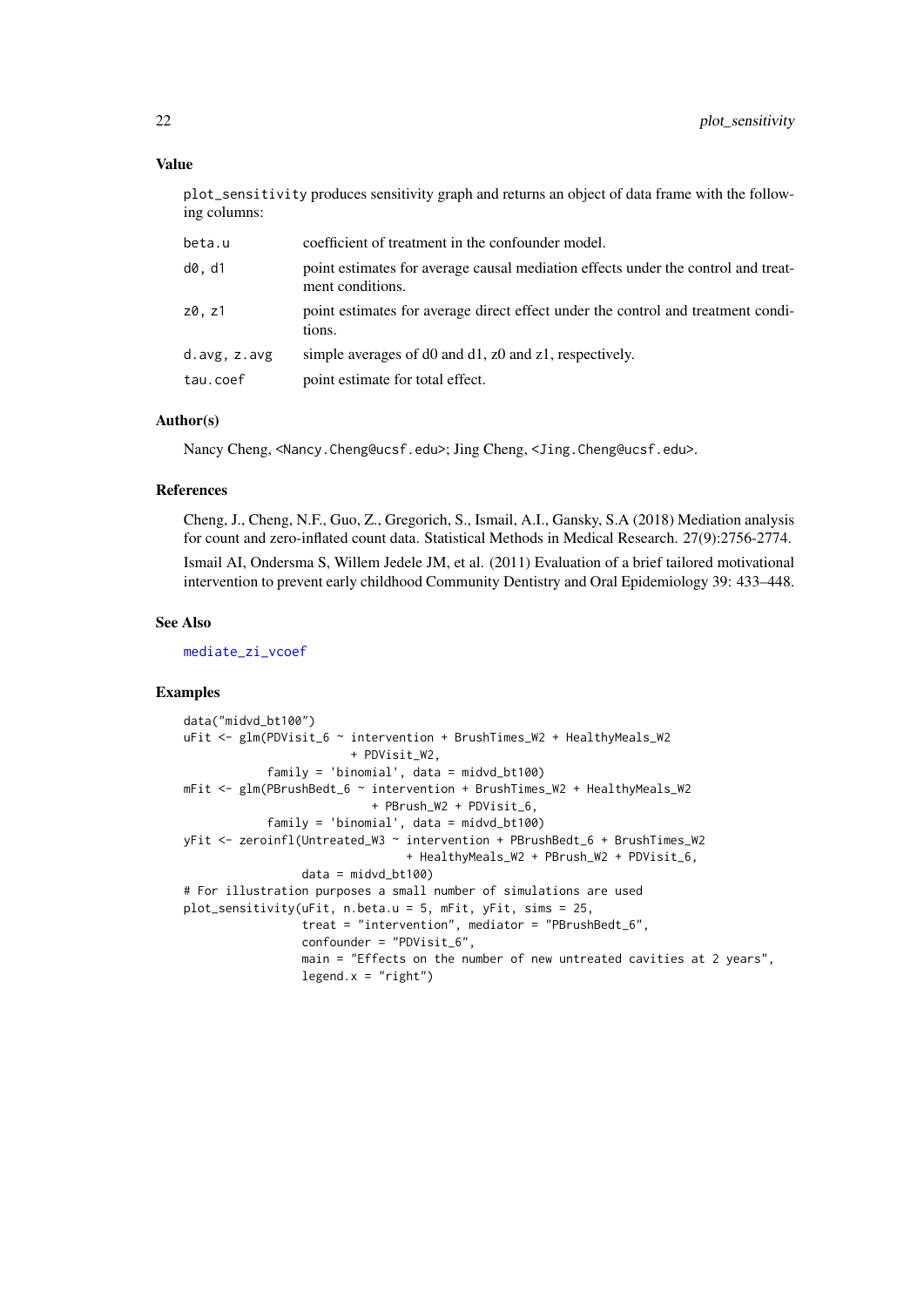### Value

`plot_sensitivity` produces sensitivity graph and returns an object of data frame with the following columns:

| | |
|---|---|
| beta.u | coefficient of treatment in the confounder model. |
| d0, d1 | point estimates for average causal mediation effects under the control and treatment conditions. |
| z0, z1 | point estimates for average direct effect under the control and treatment conditions. |
| d.avg, z.avg | simple averages of d0 and d1, z0 and z1, respectively. |
| tau.coef | point estimate for total effect. |

### Author(s)

Nancy Cheng, <Nancy.Cheng@ucsf.edu>; Jing Cheng, <Jing.Cheng@ucsf.edu>.

### References

Cheng, J., Cheng, N.F., Guo, Z., Gregorich, S., Ismail, A.I., Gansky, S.A (2018) Mediation analysis for count and zero-inflated count data. Statistical Methods in Medical Research. 27(9):2756-2774.

Ismail AI, Ondersma S, Willem Jedele JM, et al. (2011) Evaluation of a brief tailored motivational intervention to prevent early childhood Community Dentistry and Oral Epidemiology 39: 433–448.

### See Also

mediate_zi_vcoef

### Examples

```
data("midvd_bt100")
uFit <- glm(PDVisit_6 ~ intervention + BrushTimes_W2 + HealthyMeals_W2
                        + PDVisit_W2,
            family = 'binomial', data = midvd_bt100)
mFit <- glm(PBrushBedt_6 ~ intervention + BrushTimes_W2 + HealthyMeals_W2
                           + PBrush_W2 + PDVisit_6,
            family = 'binomial', data = midvd_bt100)
yFit <- zeroinfl(Untreated_W3 ~ intervention + PBrushBedt_6 + BrushTimes_W2
                                + HealthyMeals_W2 + PBrush_W2 + PDVisit_6,
                 data = midvd_bt100)
# For illustration purposes a small number of simulations are used
plot_sensitivity(uFit, n.beta.u = 5, mFit, yFit, sims = 25,
                 treat = "intervention", mediator = "PBrushBedt_6",
                 confounder = "PDVisit_6",
                 main = "Effects on the number of new untreated cavities at 2 years",
                 legend.x = "right")
```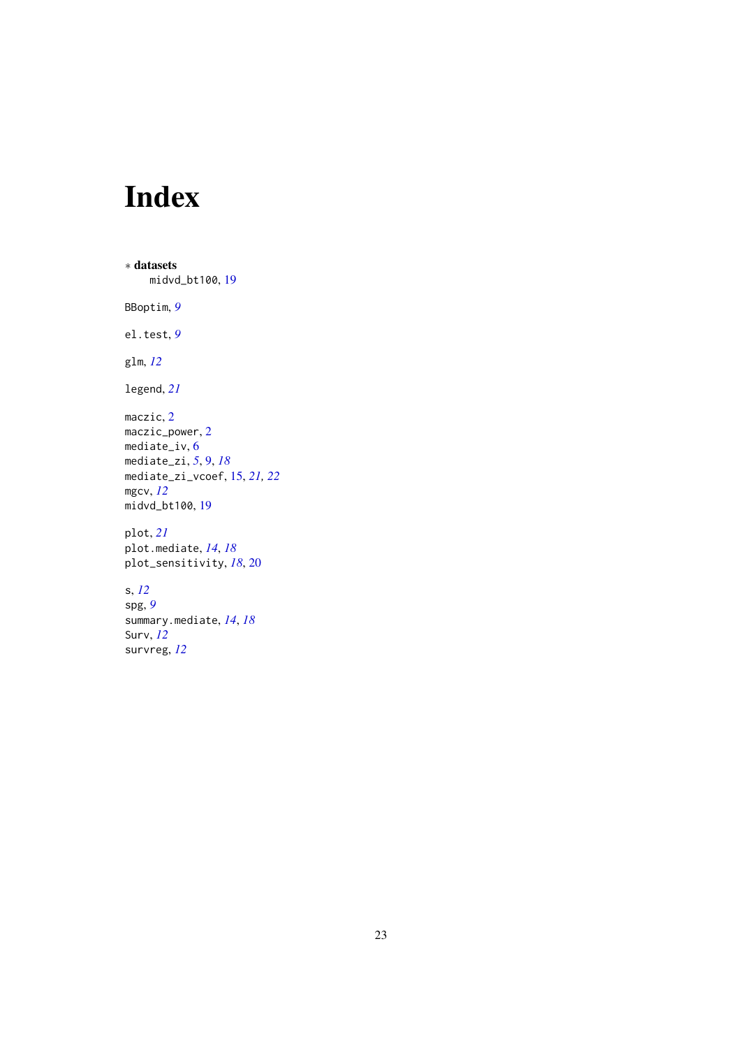# Index

∗ **datasets**
    midvd_bt100, 19

BBoptim, *9*

el.test, *9*

glm, *12*

legend, *21*

maczic, 2
maczic_power, 2
mediate_iv, 6
mediate_zi, *5*, 9, *18*
mediate_zi_vcoef, 15, *21, 22*
mgcv, *12*
midvd_bt100, 19

plot, *21*
plot.mediate, *14*, *18*
plot_sensitivity, *18*, 20

s, *12*
spg, *9*
summary.mediate, *14*, *18*
Surv, *12*
survreg, *12*